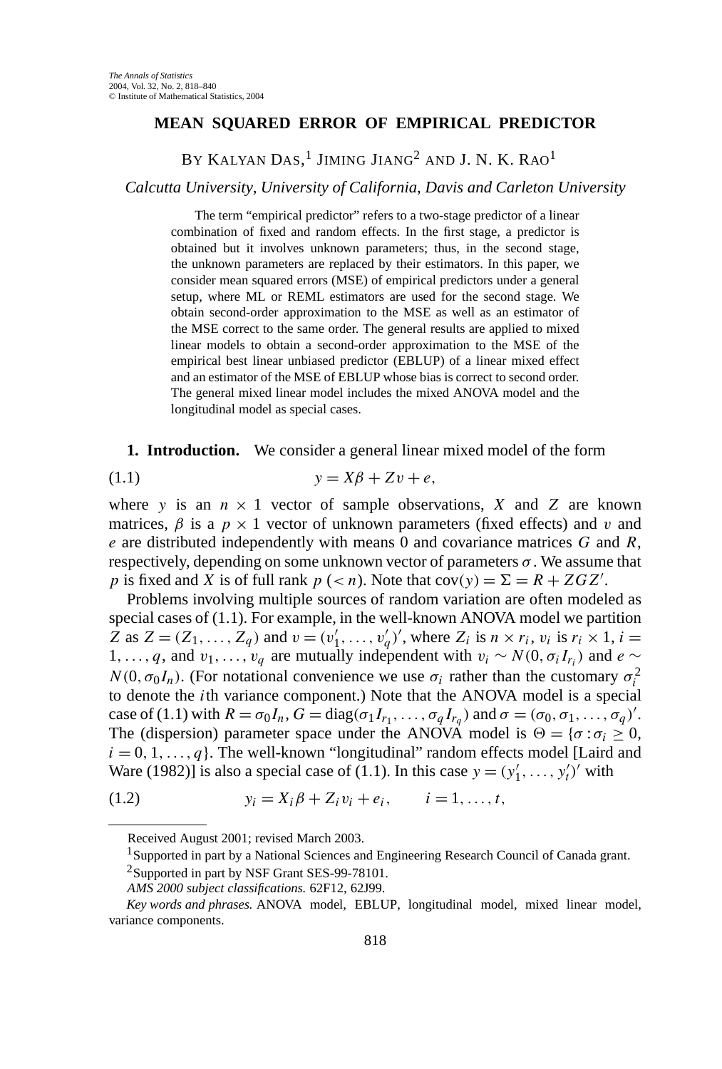# MEAN SQUARED ERROR OF EMPIRICAL PREDICTOR

BY KALYAN DAS,[1] JIMING JIANG[2] AND J. N. K. RAO[1]

*Calcutta University, University of California, Davis and Carleton University*

The term "empirical predictor" refers to a two-stage predictor of a linear combination of fixed and random effects. In the first stage, a predictor is obtained but it involves unknown parameters; thus, in the second stage, the unknown parameters are replaced by their estimators. In this paper, we consider mean squared errors (MSE) of empirical predictors under a general setup, where ML or REML estimators are used for the second stage. We obtain second-order approximation to the MSE as well as an estimator of the MSE correct to the same order. The general results are applied to mixed linear models to obtain a second-order approximation to the MSE of the empirical best linear unbiased predictor (EBLUP) of a linear mixed effect and an estimator of the MSE of EBLUP whose bias is correct to second order. The general mixed linear model includes the mixed ANOVA model and the longitudinal model as special cases.

**1. Introduction.** We consider a general linear mixed model of the form

$$y = X\beta + Zv + e, \tag{1.1}$$

where $y$ is an $n \times 1$ vector of sample observations, $X$ and $Z$ are known matrices, $\beta$ is a $p \times 1$ vector of unknown parameters (fixed effects) and $v$ and $e$ are distributed independently with means 0 and covariance matrices $G$ and $R$, respectively, depending on some unknown vector of parameters $\sigma$. We assume that $p$ is fixed and $X$ is of full rank $p$ $(< n)$. Note that $\operatorname{cov}(y) = \Sigma = R + ZGZ'$.

Problems involving multiple sources of random variation are often modeled as special cases of (1.1). For example, in the well-known ANOVA model we partition $Z$ as $Z = (Z_1, \dots, Z_q)$ and $v = (v_1', \dots, v_q')'$, where $Z_i$ is $n \times r_i$, $v_i$ is $r_i \times 1$, $i = 1, \dots, q$, and $v_1, \dots, v_q$ are mutually independent with $v_i \sim N(0, \sigma_i I_{r_i})$ and $e \sim N(0, \sigma_0 I_n)$. (For notational convenience we use $\sigma_i$ rather than the customary $\sigma_i^2$ to denote the $i$th variance component.) Note that the ANOVA model is a special case of (1.1) with $R = \sigma_0 I_n$, $G = \operatorname{diag}(\sigma_1 I_{r_1}, \dots, \sigma_q I_{r_q})$ and $\sigma = (\sigma_0, \sigma_1, \dots, \sigma_q)'$. The (dispersion) parameter space under the ANOVA model is $\Theta = \{\sigma : \sigma_i \geq 0, i = 0, 1, \dots, q\}$. The well-known "longitudinal" random effects model [Laird and Ware (1982)] is also a special case of (1.1). In this case $y = (y_1', \dots, y_t')'$ with

$$y_i = X_i\beta + Z_i v_i + e_i, \qquad i = 1, \dots, t, \tag{1.2}$$

---

Received August 2001; revised March 2003.

[1]Supported in part by a National Sciences and Engineering Research Council of Canada grant.

[2]Supported in part by NSF Grant SES-99-78101.

*AMS 2000 subject classifications.* 62F12, 62J99.

*Key words and phrases.* ANOVA model, EBLUP, longitudinal model, mixed linear model, variance components.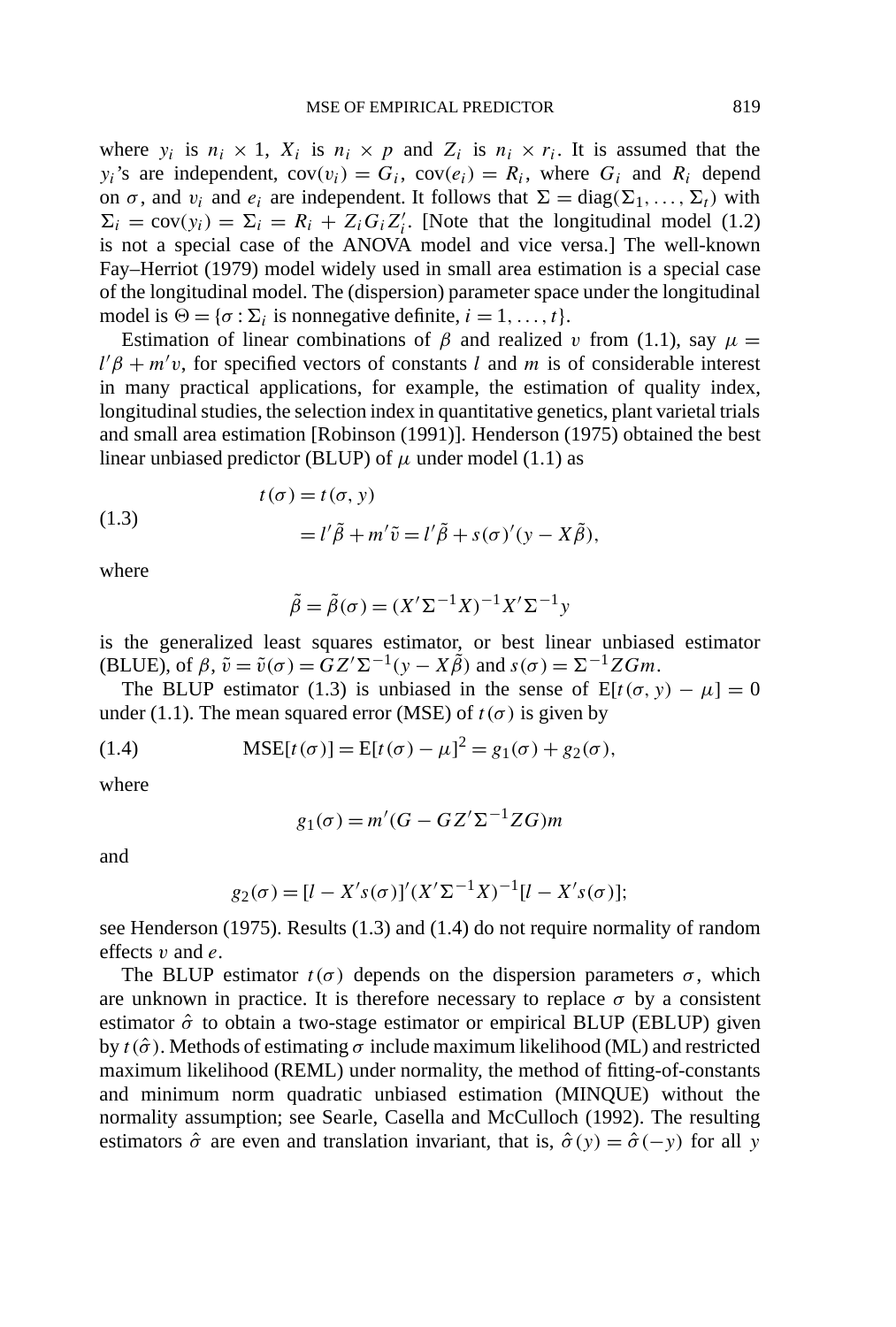where $y_i$ is $n_i \times 1$, $X_i$ is $n_i \times p$ and $Z_i$ is $n_i \times r_i$. It is assumed that the $y_i$'s are independent, $\text{cov}(v_i) = G_i$, $\text{cov}(e_i) = R_i$, where $G_i$ and $R_i$ depend on $\sigma$, and $v_i$ and $e_i$ are independent. It follows that $\Sigma = \text{diag}(\Sigma_1, \ldots, \Sigma_t)$ with $\Sigma_i = \text{cov}(y_i) = \Sigma_i = R_i + Z_i G_i Z_i'$. [Note that the longitudinal model (1.2) is not a special case of the ANOVA model and vice versa.] The well-known Fay–Herriot (1979) model widely used in small area estimation is a special case of the longitudinal model. The (dispersion) parameter space under the longitudinal model is $\Theta = \{\sigma : \Sigma_i \text{ is nonnegative definite}, i = 1, \ldots, t\}$.

Estimation of linear combinations of $\beta$ and realized $v$ from (1.1), say $\mu = l'\beta + m'v$, for specified vectors of constants $l$ and $m$ is of considerable interest in many practical applications, for example, the estimation of quality index, longitudinal studies, the selection index in quantitative genetics, plant varietal trials and small area estimation [Robinson (1991)]. Henderson (1975) obtained the best linear unbiased predictor (BLUP) of $\mu$ under model (1.1) as

$$
\begin{aligned}
t(\sigma) &= t(\sigma, y) \\
&= l'\tilde{\beta} + m'\tilde{v} = l'\tilde{\beta} + s(\sigma)'(y - X\tilde{\beta}),
\end{aligned}
\tag{1.3}
$$

where

$$
\tilde{\beta} = \tilde{\beta}(\sigma) = (X'\Sigma^{-1}X)^{-1}X'\Sigma^{-1}y
$$

is the generalized least squares estimator, or best linear unbiased estimator (BLUE), of $\beta$, $\tilde{v} = \tilde{v}(\sigma) = GZ'\Sigma^{-1}(y - X\tilde{\beta})$ and $s(\sigma) = \Sigma^{-1}ZGm$.

The BLUP estimator (1.3) is unbiased in the sense of $\text{E}[t(\sigma, y) - \mu] = 0$ under (1.1). The mean squared error (MSE) of $t(\sigma)$ is given by

$$
\text{MSE}[t(\sigma)] = \text{E}[t(\sigma) - \mu]^2 = g_1(\sigma) + g_2(\sigma),
\tag{1.4}
$$

where

$$
g_1(\sigma) = m'(G - GZ'\Sigma^{-1}ZG)m
$$

and

$$
g_2(\sigma) = [l - X's(\sigma)]'(X'\Sigma^{-1}X)^{-1}[l - X's(\sigma)];
$$

see Henderson (1975). Results (1.3) and (1.4) do not require normality of random effects $v$ and $e$.

The BLUP estimator $t(\sigma)$ depends on the dispersion parameters $\sigma$, which are unknown in practice. It is therefore necessary to replace $\sigma$ by a consistent estimator $\hat{\sigma}$ to obtain a two-stage estimator or empirical BLUP (EBLUP) given by $t(\hat{\sigma})$. Methods of estimating $\sigma$ include maximum likelihood (ML) and restricted maximum likelihood (REML) under normality, the method of fitting-of-constants and minimum norm quadratic unbiased estimation (MINQUE) without the normality assumption; see Searle, Casella and McCulloch (1992). The resulting estimators $\hat{\sigma}$ are even and translation invariant, that is, $\hat{\sigma}(y) = \hat{\sigma}(-y)$ for all $y$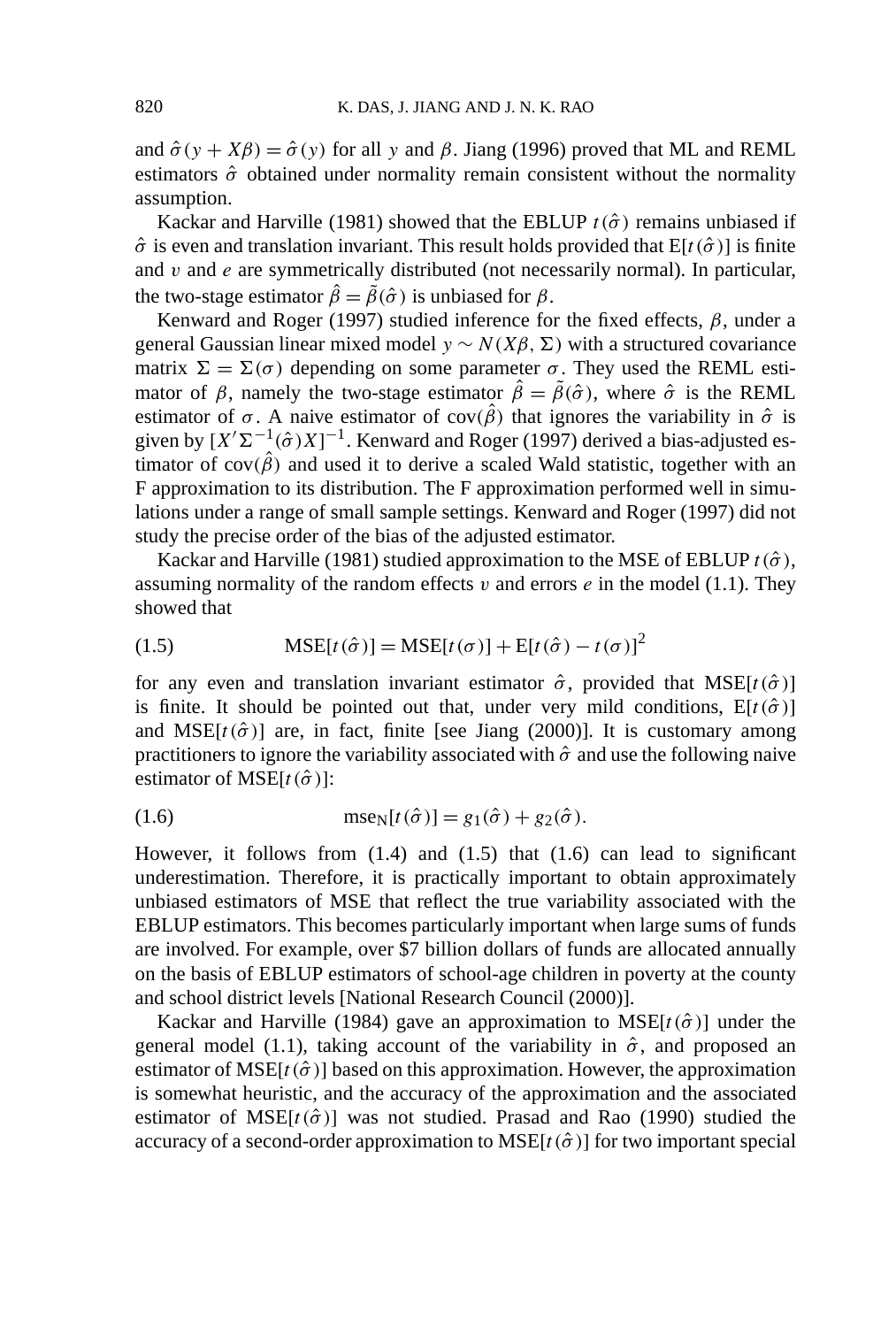and $\hat{\sigma}(y + X\beta) = \hat{\sigma}(y)$ for all $y$ and $\beta$. Jiang (1996) proved that ML and REML estimators $\hat{\sigma}$ obtained under normality remain consistent without the normality assumption.

Kackar and Harville (1981) showed that the EBLUP $t(\hat{\sigma})$ remains unbiased if $\hat{\sigma}$ is even and translation invariant. This result holds provided that $\mathrm{E}[t(\hat{\sigma})]$ is finite and $v$ and $e$ are symmetrically distributed (not necessarily normal). In particular, the two-stage estimator $\hat{\beta} = \tilde{\beta}(\hat{\sigma})$ is unbiased for $\beta$.

Kenward and Roger (1997) studied inference for the fixed effects, $\beta$, under a general Gaussian linear mixed model $y \sim N(X\beta, \Sigma)$ with a structured covariance matrix $\Sigma = \Sigma(\sigma)$ depending on some parameter $\sigma$. They used the REML estimator of $\beta$, namely the two-stage estimator $\hat{\beta} = \tilde{\beta}(\hat{\sigma})$, where $\hat{\sigma}$ is the REML estimator of $\sigma$. A naive estimator of $\mathrm{cov}(\hat{\beta})$ that ignores the variability in $\hat{\sigma}$ is given by $[X'\Sigma^{-1}(\hat{\sigma})X]^{-1}$. Kenward and Roger (1997) derived a bias-adjusted estimator of $\mathrm{cov}(\hat{\beta})$ and used it to derive a scaled Wald statistic, together with an F approximation to its distribution. The F approximation performed well in simulations under a range of small sample settings. Kenward and Roger (1997) did not study the precise order of the bias of the adjusted estimator.

Kackar and Harville (1981) studied approximation to the MSE of EBLUP $t(\hat{\sigma})$, assuming normality of the random effects $v$ and errors $e$ in the model (1.1). They showed that

$$\mathrm{MSE}[t(\hat{\sigma})] = \mathrm{MSE}[t(\sigma)] + \mathrm{E}[t(\hat{\sigma}) - t(\sigma)]^2 \tag{1.5}$$

for any even and translation invariant estimator $\hat{\sigma}$, provided that $\mathrm{MSE}[t(\hat{\sigma})]$ is finite. It should be pointed out that, under very mild conditions, $\mathrm{E}[t(\hat{\sigma})]$ and $\mathrm{MSE}[t(\hat{\sigma})]$ are, in fact, finite [see Jiang (2000)]. It is customary among practitioners to ignore the variability associated with $\hat{\sigma}$ and use the following naive estimator of $\mathrm{MSE}[t(\hat{\sigma})]$:

$$\mathrm{mse}_{\mathrm{N}}[t(\hat{\sigma})] = g_1(\hat{\sigma}) + g_2(\hat{\sigma}). \tag{1.6}$$

However, it follows from (1.4) and (1.5) that (1.6) can lead to significant underestimation. Therefore, it is practically important to obtain approximately unbiased estimators of MSE that reflect the true variability associated with the EBLUP estimators. This becomes particularly important when large sums of funds are involved. For example, over \$7 billion dollars of funds are allocated annually on the basis of EBLUP estimators of school-age children in poverty at the county and school district levels [National Research Council (2000)].

Kackar and Harville (1984) gave an approximation to $\mathrm{MSE}[t(\hat{\sigma})]$ under the general model (1.1), taking account of the variability in $\hat{\sigma}$, and proposed an estimator of $\mathrm{MSE}[t(\hat{\sigma})]$ based on this approximation. However, the approximation is somewhat heuristic, and the accuracy of the approximation and the associated estimator of $\mathrm{MSE}[t(\hat{\sigma})]$ was not studied. Prasad and Rao (1990) studied the accuracy of a second-order approximation to $\mathrm{MSE}[t(\hat{\sigma})]$ for two important special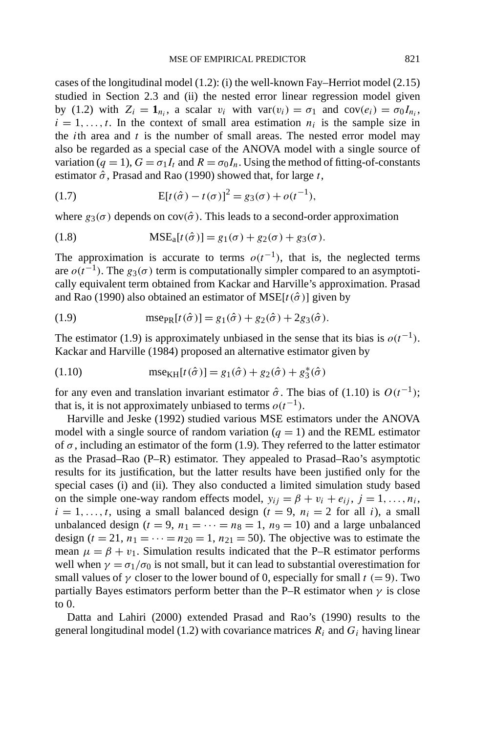cases of the longitudinal model (1.2): (i) the well-known Fay–Herriot model (2.15) studied in Section 2.3 and (ii) the nested error linear regression model given by (1.2) with $Z_i = \mathbf{1}_{n_i}$, a scalar $v_i$ with $\text{var}(v_i) = \sigma_1$ and $\text{cov}(e_i) = \sigma_0 I_{n_i}$, $i = 1, \ldots, t$. In the context of small area estimation $n_i$ is the sample size in the $i$th area and $t$ is the number of small areas. The nested error model may also be regarded as a special case of the ANOVA model with a single source of variation ($q = 1$), $G = \sigma_1 I_t$ and $R = \sigma_0 I_n$. Using the method of fitting-of-constants estimator $\hat{\sigma}$, Prasad and Rao (1990) showed that, for large $t$,

$$\text{E}[t(\hat{\sigma}) - t(\sigma)]^2 = g_3(\sigma) + o(t^{-1}), \tag{1.7}$$

where $g_3(\sigma)$ depends on $\text{cov}(\hat{\sigma})$. This leads to a second-order approximation

$$\text{MSE}_\text{a}[t(\hat{\sigma})] = g_1(\sigma) + g_2(\sigma) + g_3(\sigma). \tag{1.8}$$

The approximation is accurate to terms $o(t^{-1})$, that is, the neglected terms are $o(t^{-1})$. The $g_3(\sigma)$ term is computationally simpler compared to an asymptotically equivalent term obtained from Kackar and Harville's approximation. Prasad and Rao (1990) also obtained an estimator of $\text{MSE}[t(\hat{\sigma})]$ given by

$$\text{mse}_\text{PR}[t(\hat{\sigma})] = g_1(\hat{\sigma}) + g_2(\hat{\sigma}) + 2g_3(\hat{\sigma}). \tag{1.9}$$

The estimator (1.9) is approximately unbiased in the sense that its bias is $o(t^{-1})$. Kackar and Harville (1984) proposed an alternative estimator given by

$$\text{mse}_\text{KH}[t(\hat{\sigma})] = g_1(\hat{\sigma}) + g_2(\hat{\sigma}) + g_3^*(\hat{\sigma}) \tag{1.10}$$

for any even and translation invariant estimator $\hat{\sigma}$. The bias of (1.10) is $O(t^{-1})$; that is, it is not approximately unbiased to terms $o(t^{-1})$.

Harville and Jeske (1992) studied various MSE estimators under the ANOVA model with a single source of random variation ($q = 1$) and the REML estimator of $\sigma$, including an estimator of the form (1.9). They referred to the latter estimator as the Prasad–Rao (P–R) estimator. They appealed to Prasad–Rao's asymptotic results for its justification, but the latter results have been justified only for the special cases (i) and (ii). They also conducted a limited simulation study based on the simple one-way random effects model, $y_{ij} = \beta + v_i + e_{ij}$, $j = 1, \ldots, n_i$, $i = 1, \ldots, t$, using a small balanced design ($t = 9$, $n_i = 2$ for all $i$), a small unbalanced design ($t = 9$, $n_1 = \cdots = n_8 = 1$, $n_9 = 10$) and a large unbalanced design ($t = 21$, $n_1 = \cdots = n_{20} = 1$, $n_{21} = 50$). The objective was to estimate the mean $\mu = \beta + v_1$. Simulation results indicated that the P–R estimator performs well when $\gamma = \sigma_1/\sigma_0$ is not small, but it can lead to substantial overestimation for small values of $\gamma$ closer to the lower bound of 0, especially for small $t$ $(= 9)$. Two partially Bayes estimators perform better than the P–R estimator when $\gamma$ is close to 0.

Datta and Lahiri (2000) extended Prasad and Rao's (1990) results to the general longitudinal model (1.2) with covariance matrices $R_i$ and $G_i$ having linear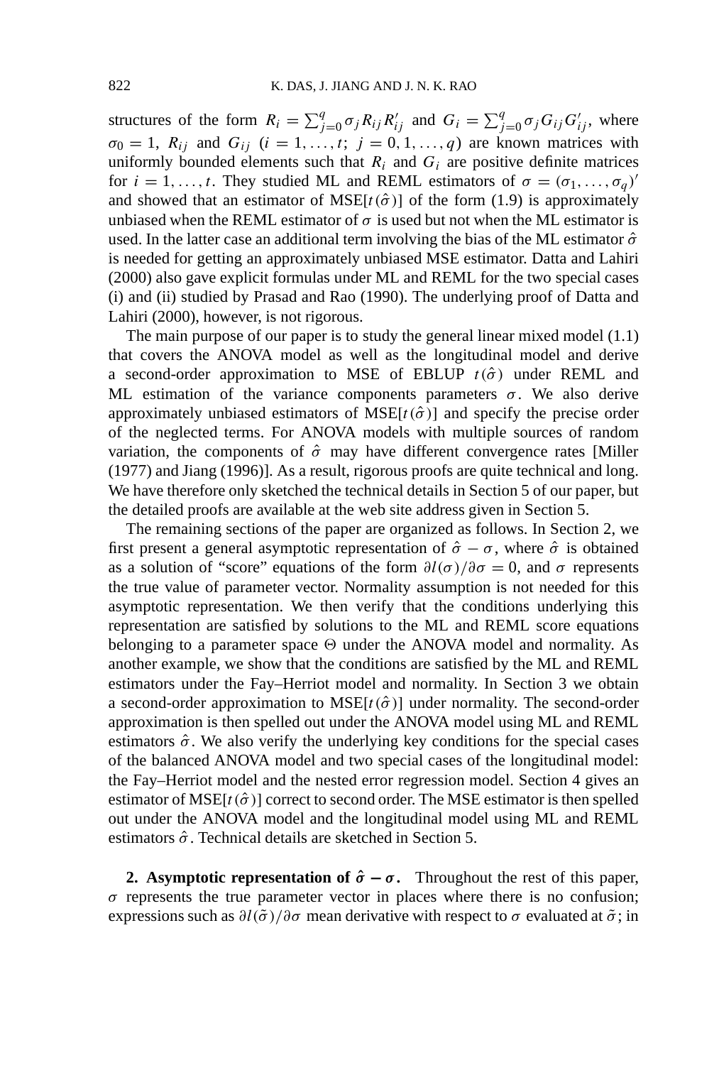structures of the form $R_i = \sum_{j=0}^{q} \sigma_j R_{ij} R'_{ij}$ and $G_i = \sum_{j=0}^{q} \sigma_j G_{ij} G'_{ij}$, where $\sigma_0 = 1$, $R_{ij}$ and $G_{ij}$ $(i = 1, \dots, t;\ j = 0, 1, \dots, q)$ are known matrices with uniformly bounded elements such that $R_i$ and $G_i$ are positive definite matrices for $i = 1, \dots, t$. They studied ML and REML estimators of $\sigma = (\sigma_1, \dots, \sigma_q)'$ and showed that an estimator of $\mathrm{MSE}[t(\hat{\sigma})]$ of the form (1.9) is approximately unbiased when the REML estimator of $\sigma$ is used but not when the ML estimator is used. In the latter case an additional term involving the bias of the ML estimator $\hat{\sigma}$ is needed for getting an approximately unbiased MSE estimator. Datta and Lahiri (2000) also gave explicit formulas under ML and REML for the two special cases (i) and (ii) studied by Prasad and Rao (1990). The underlying proof of Datta and Lahiri (2000), however, is not rigorous.

The main purpose of our paper is to study the general linear mixed model (1.1) that covers the ANOVA model as well as the longitudinal model and derive a second-order approximation to MSE of EBLUP $t(\hat{\sigma})$ under REML and ML estimation of the variance components parameters $\sigma$. We also derive approximately unbiased estimators of $\mathrm{MSE}[t(\hat{\sigma})]$ and specify the precise order of the neglected terms. For ANOVA models with multiple sources of random variation, the components of $\hat{\sigma}$ may have different convergence rates [Miller (1977) and Jiang (1996)]. As a result, rigorous proofs are quite technical and long. We have therefore only sketched the technical details in Section 5 of our paper, but the detailed proofs are available at the web site address given in Section 5.

The remaining sections of the paper are organized as follows. In Section 2, we first present a general asymptotic representation of $\hat{\sigma} - \sigma$, where $\hat{\sigma}$ is obtained as a solution of "score" equations of the form $\partial l(\sigma)/\partial \sigma = 0$, and $\sigma$ represents the true value of parameter vector. Normality assumption is not needed for this asymptotic representation. We then verify that the conditions underlying this representation are satisfied by solutions to the ML and REML score equations belonging to a parameter space $\Theta$ under the ANOVA model and normality. As another example, we show that the conditions are satisfied by the ML and REML estimators under the Fay–Herriot model and normality. In Section 3 we obtain a second-order approximation to $\mathrm{MSE}[t(\hat{\sigma})]$ under normality. The second-order approximation is then spelled out under the ANOVA model using ML and REML estimators $\hat{\sigma}$. We also verify the underlying key conditions for the special cases of the balanced ANOVA model and two special cases of the longitudinal model: the Fay–Herriot model and the nested error regression model. Section 4 gives an estimator of $\mathrm{MSE}[t(\hat{\sigma})]$ correct to second order. The MSE estimator is then spelled out under the ANOVA model and the longitudinal model using ML and REML estimators $\hat{\sigma}$. Technical details are sketched in Section 5.

## 2. Asymptotic representation of $\hat{\sigma} - \sigma$.

Throughout the rest of this paper, $\sigma$ represents the true parameter vector in places where there is no confusion; expressions such as $\partial l(\tilde{\sigma})/\partial \sigma$ mean derivative with respect to $\sigma$ evaluated at $\tilde{\sigma}$; in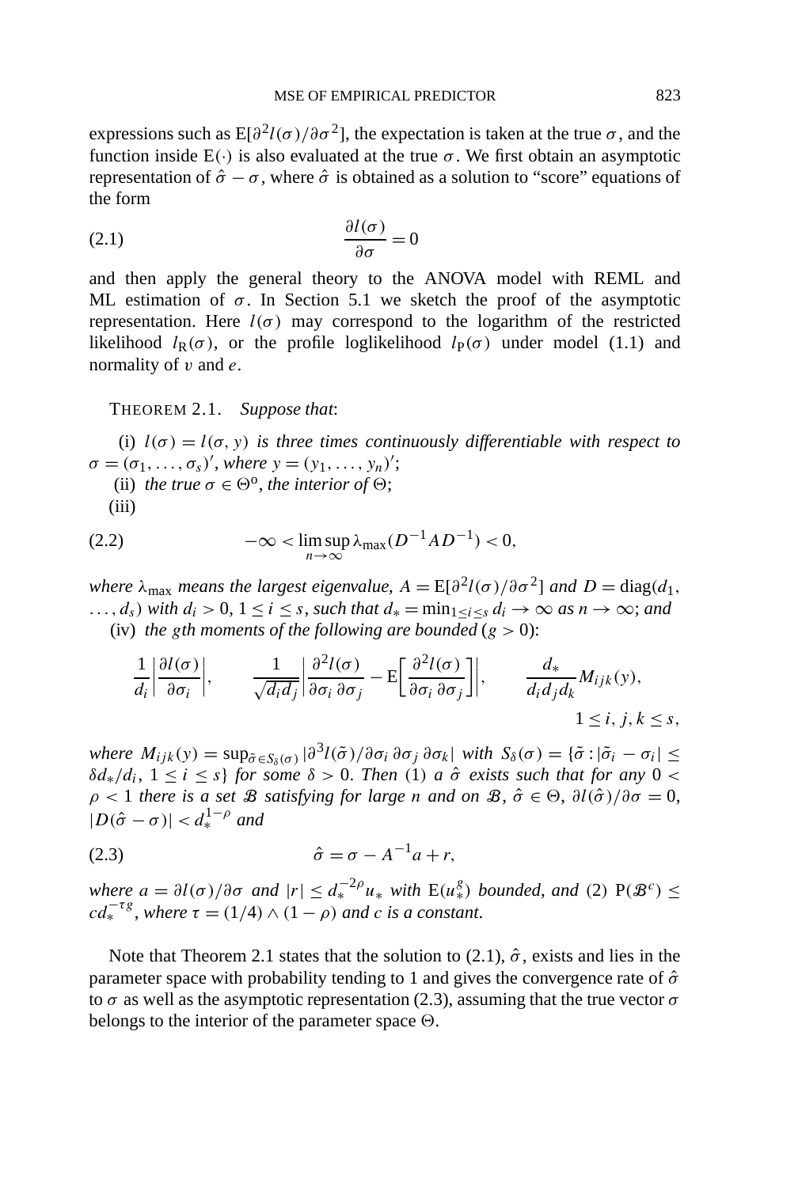expressions such as $\mathrm{E}[\partial^2 l(\sigma)/\partial\sigma^2]$, the expectation is taken at the true $\sigma$, and the function inside $\mathrm{E}(\cdot)$ is also evaluated at the true $\sigma$. We first obtain an asymptotic representation of $\hat{\sigma} - \sigma$, where $\hat{\sigma}$ is obtained as a solution to "score" equations of the form

$$\frac{\partial l(\sigma)}{\partial \sigma} = 0 \tag{2.1}$$

and then apply the general theory to the ANOVA model with REML and ML estimation of $\sigma$. In Section 5.1 we sketch the proof of the asymptotic representation. Here $l(\sigma)$ may correspond to the logarithm of the restricted likelihood $l_{\mathrm{R}}(\sigma)$, or the profile loglikelihood $l_{\mathrm{P}}(\sigma)$ under model (1.1) and normality of $v$ and $e$.

THEOREM 2.1. *Suppose that*:

(i) $l(\sigma) = l(\sigma, y)$ *is three times continuously differentiable with respect to* $\sigma = (\sigma_1, \dots, \sigma_s)'$, *where* $y = (y_1, \dots, y_n)'$;

(ii) *the true* $\sigma \in \Theta^{\mathrm{o}}$, *the interior of* $\Theta$;

(iii)

$$-\infty < \limsup_{n\to\infty} \lambda_{\max}(D^{-1}AD^{-1}) < 0, \tag{2.2}$$

*where* $\lambda_{\max}$ *means the largest eigenvalue*, $A = \mathrm{E}[\partial^2 l(\sigma)/\partial\sigma^2]$ *and* $D = \mathrm{diag}(d_1, \dots, d_s)$ *with* $d_i > 0$, $1 \le i \le s$, *such that* $d_* = \min_{1\le i\le s} d_i \to \infty$ *as* $n \to \infty$; *and*

(iv) *the* $g$*th moments of the following are bounded* ($g > 0$):

$$\frac{1}{d_i}\left|\frac{\partial l(\sigma)}{\partial \sigma_i}\right|, \qquad \frac{1}{\sqrt{d_i d_j}}\left|\frac{\partial^2 l(\sigma)}{\partial\sigma_i\,\partial\sigma_j} - \mathrm{E}\left[\frac{\partial^2 l(\sigma)}{\partial\sigma_i\,\partial\sigma_j}\right]\right|, \qquad \frac{d_*}{d_i d_j d_k} M_{ijk}(y),$$
$$1 \le i, j, k \le s,$$

*where* $M_{ijk}(y) = \sup_{\tilde{\sigma}\in S_\delta(\sigma)} |\partial^3 l(\tilde{\sigma})/\partial\sigma_i\,\partial\sigma_j\,\partial\sigma_k|$ *with* $S_\delta(\sigma) = \{\tilde{\sigma} : |\tilde{\sigma}_i - \sigma_i| \le \delta d_*/d_i,\ 1 \le i \le s\}$ *for some* $\delta > 0$. *Then* (1) *a* $\hat{\sigma}$ *exists such that for any* $0 < \rho < 1$ *there is a set* $\mathcal{B}$ *satisfying for large* $n$ *and on* $\mathcal{B}$, $\hat{\sigma} \in \Theta$, $\partial l(\hat{\sigma})/\partial\sigma = 0$, $|D(\hat{\sigma} - \sigma)| < d_*^{1-\rho}$ *and*

$$\hat{\sigma} = \sigma - A^{-1}a + r, \tag{2.3}$$

*where* $a = \partial l(\sigma)/\partial\sigma$ *and* $|r| \le d_*^{-2\rho} u_*$ *with* $\mathrm{E}(u_*^g)$ *bounded, and* (2) $\mathrm{P}(\mathcal{B}^c) \le c d_*^{-\tau g}$, *where* $\tau = (1/4) \wedge (1 - \rho)$ *and* $c$ *is a constant.*

Note that Theorem 2.1 states that the solution to (2.1), $\hat{\sigma}$, exists and lies in the parameter space with probability tending to 1 and gives the convergence rate of $\hat{\sigma}$ to $\sigma$ as well as the asymptotic representation (2.3), assuming that the true vector $\sigma$ belongs to the interior of the parameter space $\Theta$.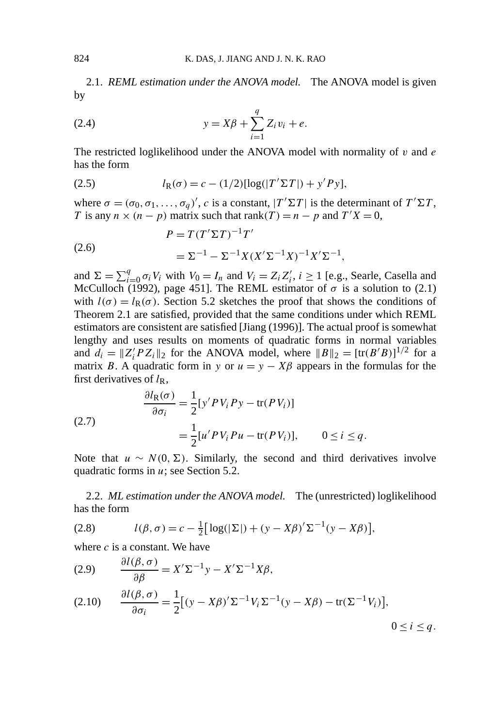2.1. *REML estimation under the ANOVA model.* The ANOVA model is given by

$$y = X\beta + \sum_{i=1}^{q} Z_i v_i + e. \tag{2.4}$$

The restricted loglikelihood under the ANOVA model with normality of $v$ and $e$ has the form

$$l_R(\sigma) = c - (1/2)[\log(|T'\Sigma T|) + y'Py], \tag{2.5}$$

where $\sigma = (\sigma_0, \sigma_1, \dots, \sigma_q)'$, $c$ is a constant, $|T'\Sigma T|$ is the determinant of $T'\Sigma T$, $T$ is any $n \times (n-p)$ matrix such that $\text{rank}(T) = n - p$ and $T'X = 0$,

$$\begin{aligned} P &= T(T'\Sigma T)^{-1}T' \\ &= \Sigma^{-1} - \Sigma^{-1}X(X'\Sigma^{-1}X)^{-1}X'\Sigma^{-1}, \end{aligned} \tag{2.6}$$

and $\Sigma = \sum_{i=0}^{q} \sigma_i V_i$ with $V_0 = I_n$ and $V_i = Z_i Z_i'$, $i \geq 1$ [e.g., Searle, Casella and McCulloch (1992), page 451]. The REML estimator of $\sigma$ is a solution to (2.1) with $l(\sigma) = l_R(\sigma)$. Section 5.2 sketches the proof that shows the conditions of Theorem 2.1 are satisfied, provided that the same conditions under which REML estimators are consistent are satisfied [Jiang (1996)]. The actual proof is somewhat lengthy and uses results on moments of quadratic forms in normal variables and $d_i = \|Z_i'PZ_i\|_2$ for the ANOVA model, where $\|B\|_2 = [\text{tr}(B'B)]^{1/2}$ for a matrix $B$. A quadratic form in $y$ or $u = y - X\beta$ appears in the formulas for the first derivatives of $l_R$,

$$\begin{aligned} \frac{\partial l_R(\sigma)}{\partial \sigma_i} &= \frac{1}{2}[y'PV_iPy - \text{tr}(PV_i)] \\ &= \frac{1}{2}[u'PV_iPu - \text{tr}(PV_i)], \qquad 0 \leq i \leq q. \end{aligned} \tag{2.7}$$

Note that $u \sim N(0, \Sigma)$. Similarly, the second and third derivatives involve quadratic forms in $u$; see Section 5.2.

2.2. *ML estimation under the ANOVA model.* The (unrestricted) loglikelihood has the form

$$l(\beta, \sigma) = c - \tfrac{1}{2}\big[\log(|\Sigma|) + (y - X\beta)'\Sigma^{-1}(y - X\beta)\big], \tag{2.8}$$

where $c$ is a constant. We have

$$\frac{\partial l(\beta, \sigma)}{\partial \beta} = X'\Sigma^{-1}y - X'\Sigma^{-1}X\beta, \tag{2.9}$$

$$\frac{\partial l(\beta, \sigma)}{\partial \sigma_i} = \frac{1}{2}\big[(y - X\beta)'\Sigma^{-1}V_i\Sigma^{-1}(y - X\beta) - \text{tr}(\Sigma^{-1}V_i)\big], \qquad 0 \leq i \leq q. \tag{2.10}$$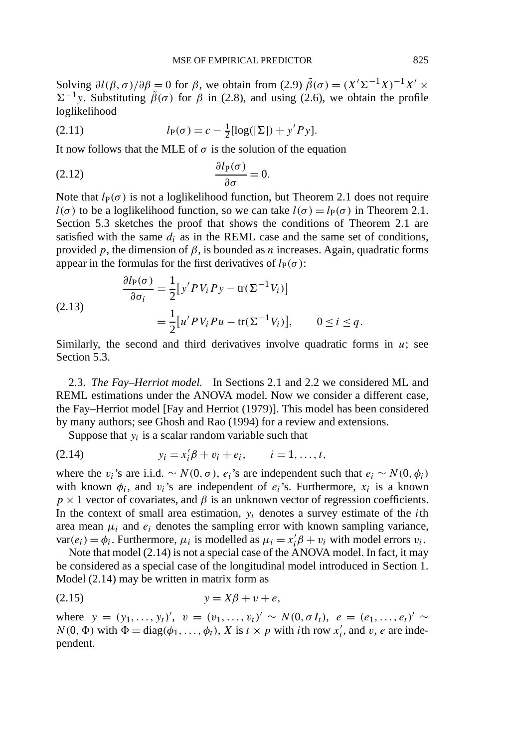Solving $\partial l(\beta, \sigma)/\partial \beta = 0$ for $\beta$, we obtain from (2.9) $\tilde{\beta}(\sigma) = (X'\Sigma^{-1}X)^{-1}X' \times \Sigma^{-1}y$. Substituting $\tilde{\beta}(\sigma)$ for $\beta$ in (2.8), and using (2.6), we obtain the profile loglikelihood

$$l_{\mathrm{P}}(\sigma) = c - \tfrac{1}{2}[\log(|\Sigma|) + y'Py]. \tag{2.11}$$

It now follows that the MLE of $\sigma$ is the solution of the equation

$$\frac{\partial l_{\mathrm{P}}(\sigma)}{\partial \sigma} = 0. \tag{2.12}$$

Note that $l_{\mathrm{P}}(\sigma)$ is not a loglikelihood function, but Theorem 2.1 does not require $l(\sigma)$ to be a loglikelihood function, so we can take $l(\sigma) = l_{\mathrm{P}}(\sigma)$ in Theorem 2.1. Section 5.3 sketches the proof that shows the conditions of Theorem 2.1 are satisfied with the same $d_i$ as in the REML case and the same set of conditions, provided $p$, the dimension of $\beta$, is bounded as $n$ increases. Again, quadratic forms appear in the formulas for the first derivatives of $l_{\mathrm{P}}(\sigma)$:

$$\begin{aligned} \frac{\partial l_{\mathrm{P}}(\sigma)}{\partial \sigma_i} &= \frac{1}{2}\big[y'PV_iPy - \mathrm{tr}(\Sigma^{-1}V_i)\big] \\ &= \frac{1}{2}\big[u'PV_iPu - \mathrm{tr}(\Sigma^{-1}V_i)\big], \qquad 0 \le i \le q. \end{aligned} \tag{2.13}$$

Similarly, the second and third derivatives involve quadratic forms in $u$; see Section 5.3.

2.3. *The Fay–Herriot model.* In Sections 2.1 and 2.2 we considered ML and REML estimations under the ANOVA model. Now we consider a different case, the Fay–Herriot model [Fay and Herriot (1979)]. This model has been considered by many authors; see Ghosh and Rao (1994) for a review and extensions.

Suppose that $y_i$ is a scalar random variable such that

$$y_i = x_i'\beta + v_i + e_i, \qquad i = 1, \dots, t, \tag{2.14}$$

where the $v_i$'s are i.i.d. $\sim N(0, \sigma)$, $e_i$'s are independent such that $e_i \sim N(0, \phi_i)$ with known $\phi_i$, and $v_i$'s are independent of $e_i$'s. Furthermore, $x_i$ is a known $p \times 1$ vector of covariates, and $\beta$ is an unknown vector of regression coefficients. In the context of small area estimation, $y_i$ denotes a survey estimate of the $i$th area mean $\mu_i$ and $e_i$ denotes the sampling error with known sampling variance, $\mathrm{var}(e_i) = \phi_i$. Furthermore, $\mu_i$ is modelled as $\mu_i = x_i'\beta + v_i$ with model errors $v_i$.

Note that model (2.14) is not a special case of the ANOVA model. In fact, it may be considered as a special case of the longitudinal model introduced in Section 1. Model (2.14) may be written in matrix form as

$$y = X\beta + v + e, \tag{2.15}$$

where $y = (y_1, \dots, y_t)'$, $v = (v_1, \dots, v_t)' \sim N(0, \sigma I_t)$, $e = (e_1, \dots, e_t)' \sim N(0, \Phi)$ with $\Phi = \mathrm{diag}(\phi_1, \dots, \phi_t)$, $X$ is $t \times p$ with $i$th row $x_i'$, and $v$, $e$ are independent.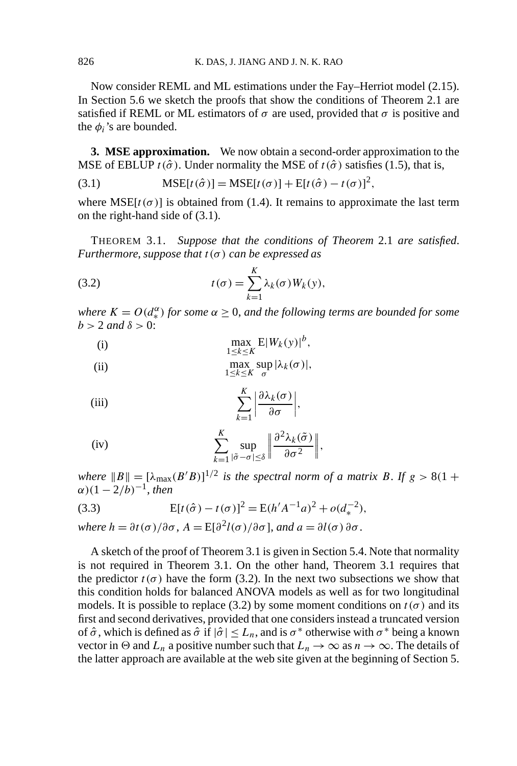Now consider REML and ML estimations under the Fay–Herriot model (2.15). In Section 5.6 we sketch the proofs that show the conditions of Theorem 2.1 are satisfied if REML or ML estimators of $\sigma$ are used, provided that $\sigma$ is positive and the $\phi_i$'s are bounded.

## 3. MSE approximation.

We now obtain a second-order approximation to the MSE of EBLUP $t(\hat{\sigma})$. Under normality the MSE of $t(\hat{\sigma})$ satisfies (1.5), that is,

$$\text{MSE}[t(\hat{\sigma})] = \text{MSE}[t(\sigma)] + \text{E}[t(\hat{\sigma}) - t(\sigma)]^2, \tag{3.1}$$

where $\text{MSE}[t(\sigma)]$ is obtained from (1.4). It remains to approximate the last term on the right-hand side of (3.1).

THEOREM 3.1. *Suppose that the conditions of Theorem* 2.1 *are satisfied. Furthermore, suppose that* $t(\sigma)$ *can be expressed as*

$$t(\sigma) = \sum_{k=1}^{K} \lambda_k(\sigma) W_k(y), \tag{3.2}$$

*where* $K = O(d_*^{\alpha})$ *for some* $\alpha \geq 0$, *and the following terms are bounded for some* $b > 2$ *and* $\delta > 0$:

(i) $$\max_{1 \leq k \leq K} \text{E}|W_k(y)|^b,$$

(ii) $$\max_{1 \leq k \leq K} \sup_{\sigma} |\lambda_k(\sigma)|,$$

(iii) $$\sum_{k=1}^{K} \left| \frac{\partial \lambda_k(\sigma)}{\partial \sigma} \right|,$$

(iv) $$\sum_{k=1}^{K} \sup_{|\tilde{\sigma} - \sigma| \leq \delta} \left\| \frac{\partial^2 \lambda_k(\tilde{\sigma})}{\partial \sigma^2} \right\|,$$

*where* $\|B\| = [\lambda_{\max}(B'B)]^{1/2}$ *is the spectral norm of a matrix* $B$. *If* $g > 8(1 + \alpha)(1 - 2/b)^{-1}$, *then*

$$\text{E}[t(\hat{\sigma}) - t(\sigma)]^2 = \text{E}(h'A^{-1}a)^2 + o(d_*^{-2}), \tag{3.3}$$

*where* $h = \partial t(\sigma)/\partial \sigma$, $A = \text{E}[\partial^2 l(\sigma)/\partial \sigma]$, *and* $a = \partial l(\sigma)\, \partial \sigma$.

A sketch of the proof of Theorem 3.1 is given in Section 5.4. Note that normality is not required in Theorem 3.1. On the other hand, Theorem 3.1 requires that the predictor $t(\sigma)$ have the form (3.2). In the next two subsections we show that this condition holds for balanced ANOVA models as well as for two longitudinal models. It is possible to replace (3.2) by some moment conditions on $t(\sigma)$ and its first and second derivatives, provided that one considers instead a truncated version of $\hat{\sigma}$, which is defined as $\hat{\sigma}$ if $|\hat{\sigma}| \leq L_n$, and is $\sigma^*$ otherwise with $\sigma^*$ being a known vector in $\Theta$ and $L_n$ a positive number such that $L_n \to \infty$ as $n \to \infty$. The details of the latter approach are available at the web site given at the beginning of Section 5.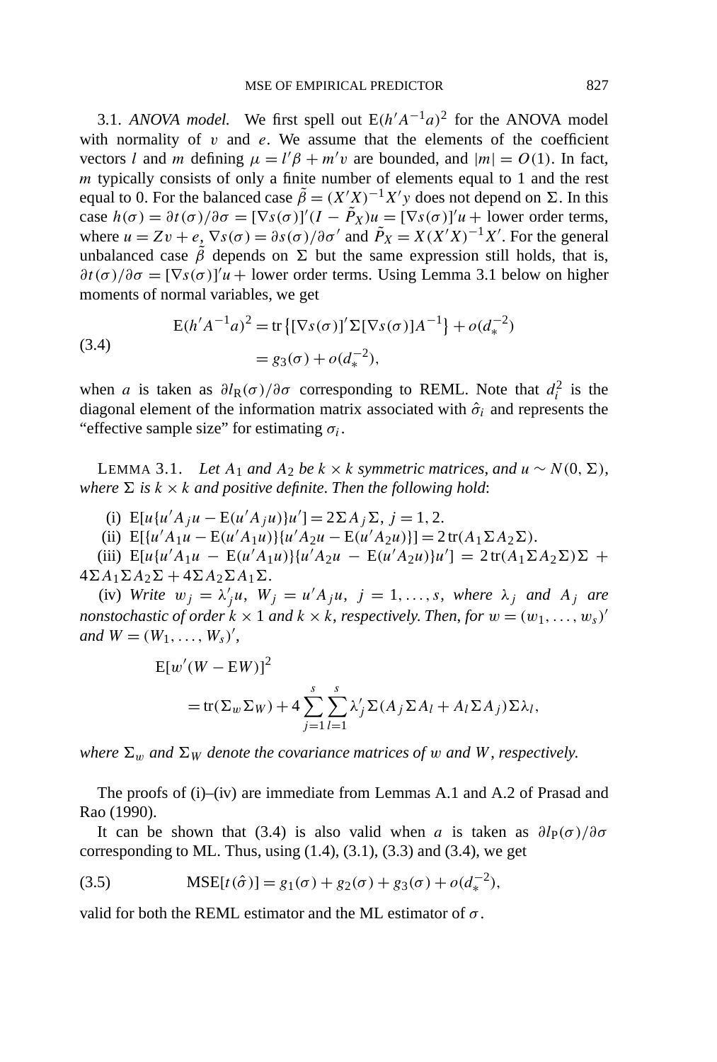3.1. *ANOVA model.* We first spell out $\mathrm{E}(h'A^{-1}a)^2$ for the ANOVA model with normality of $v$ and $e$. We assume that the elements of the coefficient vectors $l$ and $m$ defining $\mu = l'\beta + m'v$ are bounded, and $|m| = O(1)$. In fact, $m$ typically consists of only a finite number of elements equal to 1 and the rest equal to 0. For the balanced case $\tilde{\beta} = (X'X)^{-1}X'y$ does not depend on $\Sigma$. In this case $h(\sigma) = \partial t(\sigma)/\partial\sigma = [\nabla s(\sigma)]'(I - \tilde{P}_X)u = [\nabla s(\sigma)]'u +$ lower order terms, where $u = Zv + e$, $\nabla s(\sigma) = \partial s(\sigma)/\partial\sigma'$ and $\tilde{P}_X = X(X'X)^{-1}X'$. For the general unbalanced case $\tilde{\beta}$ depends on $\Sigma$ but the same expression still holds, that is, $\partial t(\sigma)/\partial\sigma = [\nabla s(\sigma)]'u +$ lower order terms. Using Lemma 3.1 below on higher moments of normal variables, we get

$$
\begin{aligned}
\mathrm{E}(h'A^{-1}a)^2 &= \mathrm{tr}\{[\nabla s(\sigma)]'\Sigma[\nabla s(\sigma)]A^{-1}\} + o(d_*^{-2}) \\
&= g_3(\sigma) + o(d_*^{-2}),
\end{aligned}
\tag{3.4}
$$

when $a$ is taken as $\partial l_{\mathrm{R}}(\sigma)/\partial\sigma$ corresponding to REML. Note that $d_i^2$ is the diagonal element of the information matrix associated with $\hat{\sigma}_i$ and represents the "effective sample size" for estimating $\sigma_i$.

LEMMA 3.1. *Let $A_1$ and $A_2$ be $k \times k$ symmetric matrices, and $u \sim N(0, \Sigma)$, where $\Sigma$ is $k \times k$ and positive definite. Then the following hold*:

(i) $\mathrm{E}[u\{u'A_ju - \mathrm{E}(u'A_ju)\}u'] = 2\Sigma A_j\Sigma$, $j = 1, 2$.

(ii) $\mathrm{E}[\{u'A_1u - \mathrm{E}(u'A_1u)\}\{u'A_2u - \mathrm{E}(u'A_2u)\}] = 2\,\mathrm{tr}(A_1\Sigma A_2\Sigma)$.

(iii) $\mathrm{E}[u\{u'A_1u - \mathrm{E}(u'A_1u)\}\{u'A_2u - \mathrm{E}(u'A_2u)\}u'] = 2\,\mathrm{tr}(A_1\Sigma A_2\Sigma)\Sigma + 4\Sigma A_1\Sigma A_2\Sigma + 4\Sigma A_2\Sigma A_1\Sigma$.

(iv) *Write $w_j = \lambda_j'u$, $W_j = u'A_ju$, $j = 1, \dots, s$, where $\lambda_j$ and $A_j$ are nonstochastic of order $k \times 1$ and $k \times k$, respectively. Then, for $w = (w_1, \dots, w_s)'$ and $W = (W_1, \dots, W_s)'$,*

$$
\begin{aligned}
&\mathrm{E}[w'(W - \mathrm{E}W)]^2 \\
&\quad = \mathrm{tr}(\Sigma_w\Sigma_W) + 4\sum_{j=1}^{s}\sum_{l=1}^{s}\lambda_j'\Sigma(A_j\Sigma A_l + A_l\Sigma A_j)\Sigma\lambda_l,
\end{aligned}
$$

*where $\Sigma_w$ and $\Sigma_W$ denote the covariance matrices of $w$ and $W$, respectively.*

The proofs of (i)–(iv) are immediate from Lemmas A.1 and A.2 of Prasad and Rao (1990).

It can be shown that (3.4) is also valid when $a$ is taken as $\partial l_{\mathrm{P}}(\sigma)/\partial\sigma$ corresponding to ML. Thus, using (1.4), (3.1), (3.3) and (3.4), we get

$$
\mathrm{MSE}[t(\hat{\sigma})] = g_1(\sigma) + g_2(\sigma) + g_3(\sigma) + o(d_*^{-2}),
\tag{3.5}
$$

valid for both the REML estimator and the ML estimator of $\sigma$.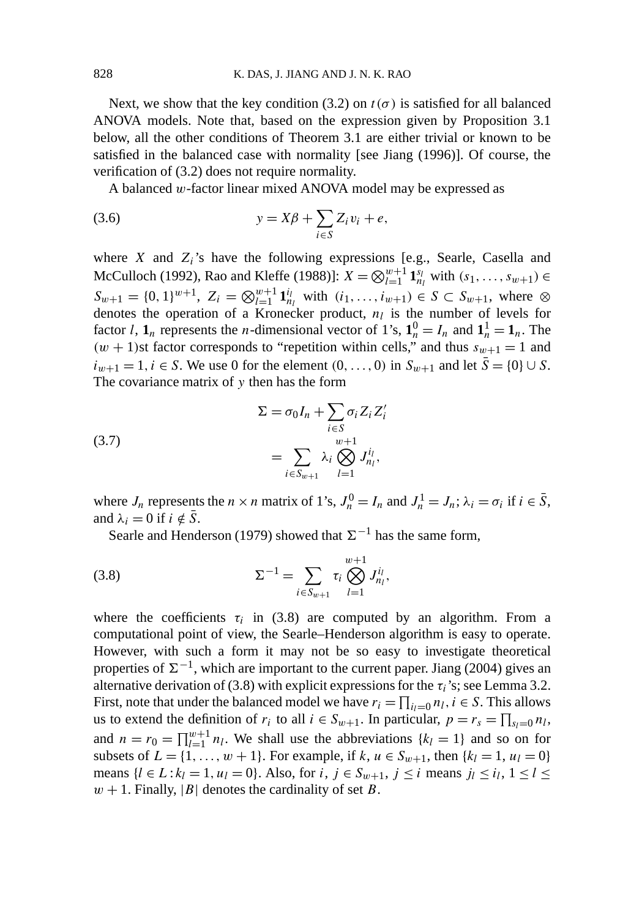Next, we show that the key condition (3.2) on $t(\sigma)$ is satisfied for all balanced ANOVA models. Note that, based on the expression given by Proposition 3.1 below, all the other conditions of Theorem 3.1 are either trivial or known to be satisfied in the balanced case with normality [see Jiang (1996)]. Of course, the verification of (3.2) does not require normality.

A balanced $w$-factor linear mixed ANOVA model may be expressed as

$$y = X\beta + \sum_{i \in S} Z_i v_i + e, \tag{3.6}$$

where $X$ and $Z_i$'s have the following expressions [e.g., Searle, Casella and McCulloch (1992), Rao and Kleffe (1988)]: $X = \bigotimes_{l=1}^{w+1} \mathbf{1}_{n_l}^{s_l}$ with $(s_1, \ldots, s_{w+1}) \in S_{w+1} = \{0, 1\}^{w+1}$, $Z_i = \bigotimes_{l=1}^{w+1} \mathbf{1}_{n_l}^{i_l}$ with $(i_1, \ldots, i_{w+1}) \in S \subset S_{w+1}$, where $\otimes$ denotes the operation of a Kronecker product, $n_l$ is the number of levels for factor $l$, $\mathbf{1}_n$ represents the $n$-dimensional vector of 1's, $\mathbf{1}_n^0 = I_n$ and $\mathbf{1}_n^1 = \mathbf{1}_n$. The $(w+1)$st factor corresponds to "repetition within cells," and thus $s_{w+1} = 1$ and $i_{w+1} = 1, i \in S$. We use 0 for the element $(0, \ldots, 0)$ in $S_{w+1}$ and let $\bar{S} = \{0\} \cup S$. The covariance matrix of $y$ then has the form

$$\begin{aligned} \Sigma &= \sigma_0 I_n + \sum_{i \in S} \sigma_i Z_i Z_i' \\ &= \sum_{i \in S_{w+1}} \lambda_i \bigotimes_{l=1}^{w+1} J_{n_l}^{i_l}, \end{aligned} \tag{3.7}$$

where $J_n$ represents the $n \times n$ matrix of 1's, $J_n^0 = I_n$ and $J_n^1 = J_n$; $\lambda_i = \sigma_i$ if $i \in \bar{S}$, and $\lambda_i = 0$ if $i \notin \bar{S}$.

Searle and Henderson (1979) showed that $\Sigma^{-1}$ has the same form,

$$\Sigma^{-1} = \sum_{i \in S_{w+1}} \tau_i \bigotimes_{l=1}^{w+1} J_{n_l}^{i_l}, \tag{3.8}$$

where the coefficients $\tau_i$ in (3.8) are computed by an algorithm. From a computational point of view, the Searle–Henderson algorithm is easy to operate. However, with such a form it may not be so easy to investigate theoretical properties of $\Sigma^{-1}$, which are important to the current paper. Jiang (2004) gives an alternative derivation of (3.8) with explicit expressions for the $\tau_i$'s; see Lemma 3.2. First, note that under the balanced model we have $r_i = \prod_{i_l = 0} n_l, i \in S$. This allows us to extend the definition of $r_i$ to all $i \in S_{w+1}$. In particular, $p = r_s = \prod_{s_l = 0} n_l$, and $n = r_0 = \prod_{l=1}^{w+1} n_l$. We shall use the abbreviations $\{k_l = 1\}$ and so on for subsets of $L = \{1, \ldots, w+1\}$. For example, if $k, u \in S_{w+1}$, then $\{k_l = 1, u_l = 0\}$ means $\{l \in L : k_l = 1, u_l = 0\}$. Also, for $i, j \in S_{w+1}$, $j \le i$ means $j_l \le i_l$, $1 \le l \le w+1$. Finally, $|B|$ denotes the cardinality of set $B$.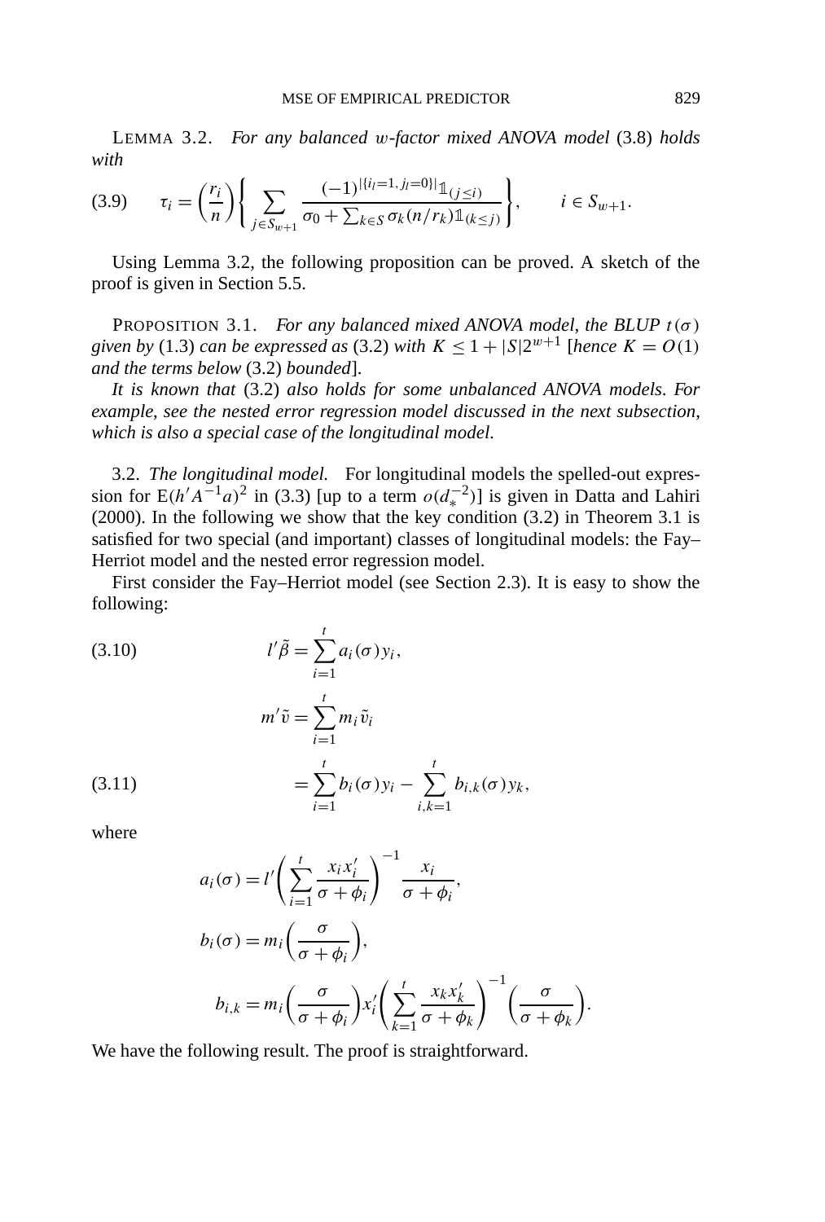LEMMA 3.2. *For any balanced $w$-factor mixed ANOVA model* (3.8) *holds with*

$$\tau_i = \left(\frac{r_i}{n}\right)\left\{\sum_{j \in S_{w+1}} \frac{(-1)^{|\{i_l=1, j_l=0\}|}\mathbb{1}_{(j \le i)}}{\sigma_0 + \sum_{k \in S} \sigma_k (n/r_k)\mathbb{1}_{(k \le j)}}\right\}, \qquad i \in S_{w+1}. \tag{3.9}$$

Using Lemma 3.2, the following proposition can be proved. A sketch of the proof is given in Section 5.5.

PROPOSITION 3.1. *For any balanced mixed ANOVA model, the BLUP $t(\sigma)$ given by* (1.3) *can be expressed as* (3.2) *with $K \le 1 + |S|2^{w+1}$* [*hence $K = O(1)$ and the terms below* (3.2) *bounded*].

*It is known that* (3.2) *also holds for some unbalanced ANOVA models. For example, see the nested error regression model discussed in the next subsection, which is also a special case of the longitudinal model.*

3.2. *The longitudinal model.* For longitudinal models the spelled-out expression for $\mathrm{E}(h'A^{-1}a)^2$ in (3.3) [up to a term $o(d_*^{-2})$] is given in Datta and Lahiri (2000). In the following we show that the key condition (3.2) in Theorem 3.1 is satisfied for two special (and important) classes of longitudinal models: the Fay–Herriot model and the nested error regression model.

First consider the Fay–Herriot model (see Section 2.3). It is easy to show the following:

$$l'\tilde{\beta} = \sum_{i=1}^{t} a_i(\sigma) y_i, \tag{3.10}$$

$$m'\tilde{v} = \sum_{i=1}^{t} m_i \tilde{v}_i$$

$$= \sum_{i=1}^{t} b_i(\sigma) y_i - \sum_{i,k=1}^{t} b_{i,k}(\sigma) y_k, \tag{3.11}$$

where

$$a_i(\sigma) = l'\left(\sum_{i=1}^{t} \frac{x_i x_i'}{\sigma + \phi_i}\right)^{-1} \frac{x_i}{\sigma + \phi_i},$$

$$b_i(\sigma) = m_i\left(\frac{\sigma}{\sigma + \phi_i}\right),$$

$$b_{i,k} = m_i\left(\frac{\sigma}{\sigma + \phi_i}\right) x_i' \left(\sum_{k=1}^{t} \frac{x_k x_k'}{\sigma + \phi_k}\right)^{-1} \left(\frac{\sigma}{\sigma + \phi_k}\right).$$

We have the following result. The proof is straightforward.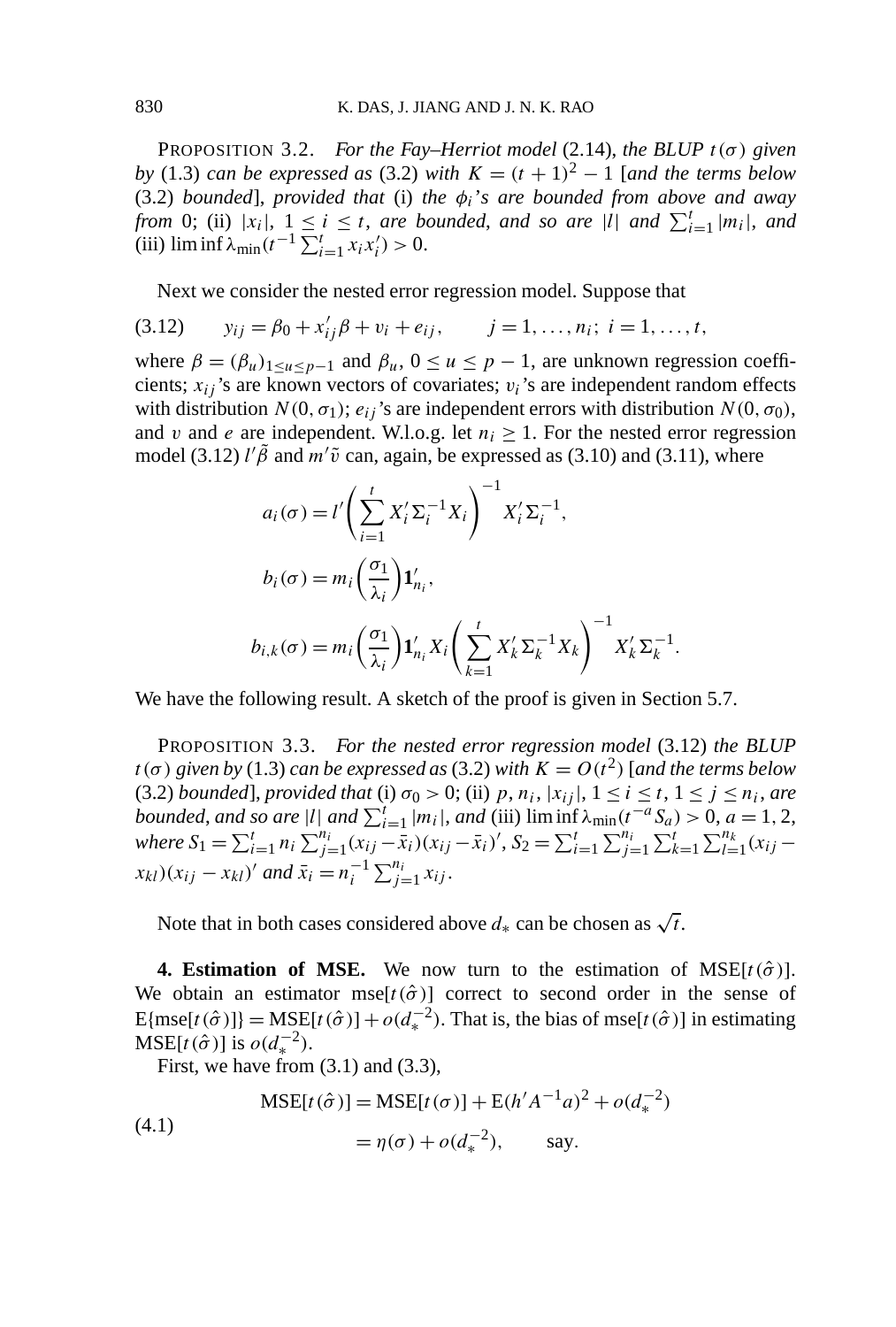PROPOSITION 3.2. *For the Fay–Herriot model* (2.14), *the BLUP* $t(\sigma)$ *given by* (1.3) *can be expressed as* (3.2) *with* $K = (t+1)^2 - 1$ [*and the terms below* (3.2) *bounded*], *provided that* (i) *the* $\phi_i$*'s are bounded from above and away from* 0; (ii) $|x_i|$, $1 \le i \le t$, *are bounded, and so are* $|l|$ *and* $\sum_{i=1}^t |m_i|$, *and* (iii) $\liminf \lambda_{\min}(t^{-1}\sum_{i=1}^t x_i x_i') > 0$.

Next we consider the nested error regression model. Suppose that

$$y_{ij} = \beta_0 + x_{ij}'\beta + v_i + e_{ij}, \qquad j = 1, \dots, n_i;\ i = 1, \dots, t, \tag{3.12}$$

where $\beta = (\beta_u)_{1 \le u \le p-1}$ and $\beta_u$, $0 \le u \le p-1$, are unknown regression coefficients; $x_{ij}$'s are known vectors of covariates; $v_i$'s are independent random effects with distribution $N(0, \sigma_1)$; $e_{ij}$'s are independent errors with distribution $N(0, \sigma_0)$, and $v$ and $e$ are independent. W.l.o.g. let $n_i \ge 1$. For the nested error regression model (3.12) $l'\tilde{\beta}$ and $m'\tilde{v}$ can, again, be expressed as (3.10) and (3.11), where

$$a_i(\sigma) = l'\left(\sum_{i=1}^t X_i'\Sigma_i^{-1}X_i\right)^{-1} X_i'\Sigma_i^{-1},$$

$$b_i(\sigma) = m_i\left(\frac{\sigma_1}{\lambda_i}\right)\mathbf{1}_{n_i}',$$

$$b_{i,k}(\sigma) = m_i\left(\frac{\sigma_1}{\lambda_i}\right)\mathbf{1}_{n_i}' X_i\left(\sum_{k=1}^t X_k'\Sigma_k^{-1}X_k\right)^{-1} X_k'\Sigma_k^{-1}.$$

We have the following result. A sketch of the proof is given in Section 5.7.

PROPOSITION 3.3. *For the nested error regression model* (3.12) *the BLUP* $t(\sigma)$ *given by* (1.3) *can be expressed as* (3.2) *with* $K = O(t^2)$ [*and the terms below* (3.2) *bounded*], *provided that* (i) $\sigma_0 > 0$; (ii) $p$, $n_i$, $|x_{ij}|$, $1 \le i \le t$, $1 \le j \le n_i$, *are bounded, and so are* $|l|$ *and* $\sum_{i=1}^t |m_i|$, *and* (iii) $\liminf \lambda_{\min}(t^{-a}S_a) > 0$, $a = 1, 2$, *where* $S_1 = \sum_{i=1}^t n_i \sum_{j=1}^{n_i}(x_{ij} - \bar{x}_i)(x_{ij} - \bar{x}_i)'$, $S_2 = \sum_{i=1}^t \sum_{j=1}^{n_i} \sum_{k=1}^t \sum_{l=1}^{n_k}(x_{ij} - x_{kl})(x_{ij} - x_{kl})'$ *and* $\bar{x}_i = n_i^{-1}\sum_{j=1}^{n_i} x_{ij}$.

Note that in both cases considered above $d_*$ can be chosen as $\sqrt{t}$.

**4. Estimation of MSE.** We now turn to the estimation of $\mathrm{MSE}[t(\hat{\sigma})]$. We obtain an estimator $\mathrm{mse}[t(\hat{\sigma})]$ correct to second order in the sense of $\mathrm{E}\{\mathrm{mse}[t(\hat{\sigma})]\} = \mathrm{MSE}[t(\hat{\sigma})] + o(d_*^{-2})$. That is, the bias of $\mathrm{mse}[t(\hat{\sigma})]$ in estimating $\mathrm{MSE}[t(\hat{\sigma})]$ is $o(d_*^{-2})$.

First, we have from (3.1) and (3.3),

$$\begin{aligned} \mathrm{MSE}[t(\hat{\sigma})] &= \mathrm{MSE}[t(\sigma)] + \mathrm{E}(h'A^{-1}a)^2 + o(d_*^{-2}) \\ &= \eta(\sigma) + o(d_*^{-2}), \qquad \text{say.} \end{aligned} \tag{4.1}$$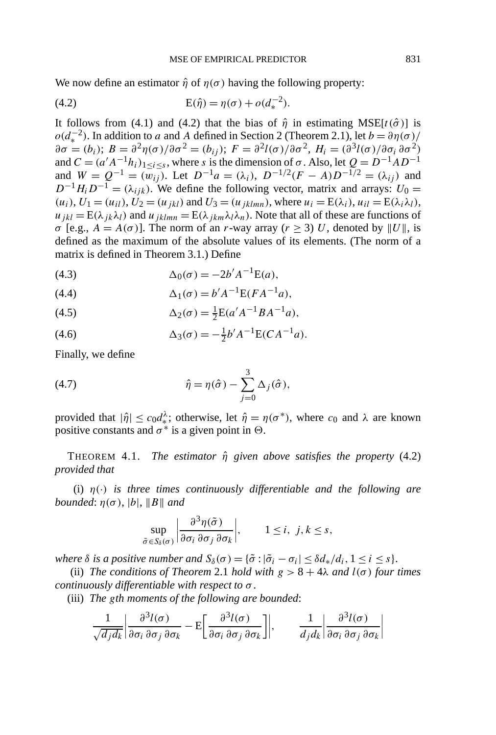We now define an estimator $\hat{\eta}$ of $\eta(\sigma)$ having the following property:

$$\mathrm{E}(\hat{\eta}) = \eta(\sigma) + o(d_*^{-2}). \tag{4.2}$$

It follows from (4.1) and (4.2) that the bias of $\hat{\eta}$ in estimating $\mathrm{MSE}[t(\hat{\sigma})]$ is $o(d_*^{-2})$. In addition to $a$ and $A$ defined in Section 2 (Theorem 2.1), let $b = \partial\eta(\sigma)/\partial\sigma = (b_i)$; $B = \partial^2\eta(\sigma)/\partial\sigma^2 = (b_{ij})$; $F = \partial^2 l(\sigma)/\partial\sigma^2$, $H_i = (\partial^3 l(\sigma)/\partial\sigma_i\,\partial\sigma^2)$ and $C = (a'A^{-1}h_i)_{1\le i\le s}$, where $s$ is the dimension of $\sigma$. Also, let $Q = D^{-1}AD^{-1}$ and $W = Q^{-1} = (w_{ij})$. Let $D^{-1}a = (\lambda_i)$, $D^{-1/2}(F - A)D^{-1/2} = (\lambda_{ij})$ and $D^{-1}H_iD^{-1} = (\lambda_{ijk})$. We define the following vector, matrix and arrays: $U_0 = (u_i)$, $U_1 = (u_{il})$, $U_2 = (u_{jkl})$ and $U_3 = (u_{jklmn})$, where $u_i = \mathrm{E}(\lambda_i)$, $u_{il} = \mathrm{E}(\lambda_i\lambda_l)$, $u_{jkl} = \mathrm{E}(\lambda_{jk}\lambda_l)$ and $u_{jklmn} = \mathrm{E}(\lambda_{jkm}\lambda_l\lambda_n)$. Note that all of these are functions of $\sigma$ [e.g., $A = A(\sigma)$]. The norm of an $r$-way array ($r \ge 3$) $U$, denoted by $\|U\|$, is defined as the maximum of the absolute values of its elements. (The norm of a matrix is defined in Theorem 3.1.) Define

$$\Delta_0(\sigma) = -2b'A^{-1}\mathrm{E}(a), \tag{4.3}$$

$$\Delta_1(\sigma) = b'A^{-1}\mathrm{E}(FA^{-1}a), \tag{4.4}$$

$$\Delta_2(\sigma) = \tfrac{1}{2}\mathrm{E}(a'A^{-1}BA^{-1}a), \tag{4.5}$$

$$\Delta_3(\sigma) = -\tfrac{1}{2}b'A^{-1}\mathrm{E}(CA^{-1}a). \tag{4.6}$$

Finally, we define

$$\hat{\eta} = \eta(\hat{\sigma}) - \sum_{j=0}^{3}\Delta_j(\hat{\sigma}), \tag{4.7}$$

provided that $|\hat{\eta}| \le c_0 d_*^{\lambda}$; otherwise, let $\hat{\eta} = \eta(\sigma^*)$, where $c_0$ and $\lambda$ are known positive constants and $\sigma^*$ is a given point in $\Theta$.

THEOREM 4.1. *The estimator $\hat{\eta}$ given above satisfies the property* (4.2) *provided that*

(i) *$\eta(\cdot)$ is three times continuously differentiable and the following are bounded*: $\eta(\sigma)$, $|b|$, $\|B\|$ *and*

$$\sup_{\tilde{\sigma}\in S_\delta(\sigma)}\left|\frac{\partial^3\eta(\tilde{\sigma})}{\partial\sigma_i\,\partial\sigma_j\,\partial\sigma_k}\right|, \qquad 1 \le i,\ j,k \le s,$$

*where $\delta$ is a positive number and $S_\delta(\sigma) = \{\tilde{\sigma} : |\tilde{\sigma}_i - \sigma_i| \le \delta d_*/d_i, 1 \le i \le s\}$.*

(ii) *The conditions of Theorem* 2.1 *hold with $g > 8 + 4\lambda$ and $l(\sigma)$ four times continuously differentiable with respect to $\sigma$.*

(iii) *The $g$th moments of the following are bounded*:

$$\frac{1}{\sqrt{d_j d_k}}\left|\frac{\partial^3 l(\sigma)}{\partial\sigma_i\,\partial\sigma_j\,\partial\sigma_k} - \mathrm{E}\left[\frac{\partial^3 l(\sigma)}{\partial\sigma_i\,\partial\sigma_j\,\partial\sigma_k}\right]\right|, \qquad \frac{1}{d_j d_k}\left|\frac{\partial^3 l(\sigma)}{\partial\sigma_i\,\partial\sigma_j\,\partial\sigma_k}\right|$$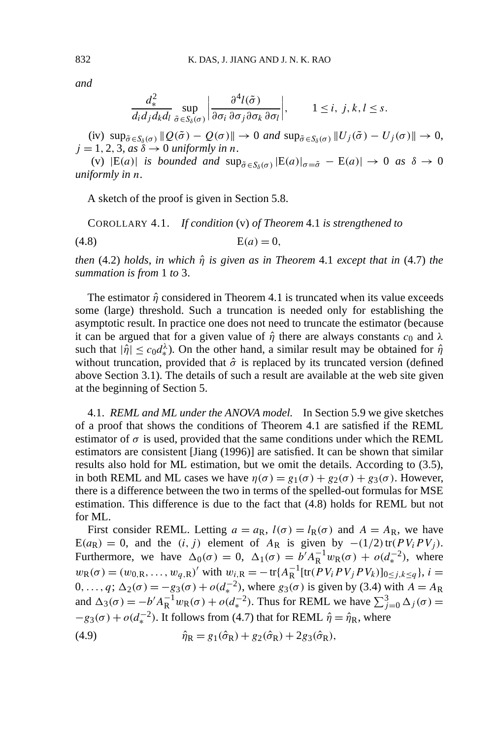*and*

$$\frac{d_*^2}{d_i d_j d_k d_l} \sup_{\tilde{\sigma} \in S_\delta(\sigma)} \left| \frac{\partial^4 l(\tilde{\sigma})}{\partial \sigma_i \, \partial \sigma_j \partial \sigma_k \, \partial \sigma_l} \right|, \qquad 1 \le i, \ j, k, l \le s.$$

(iv) $\sup_{\tilde{\sigma} \in S_\delta(\sigma)} \|Q(\tilde{\sigma}) - Q(\sigma)\| \to 0$ *and* $\sup_{\tilde{\sigma} \in S_\delta(\sigma)} \|U_j(\tilde{\sigma}) - U_j(\sigma)\| \to 0$, $j = 1, 2, 3$, *as* $\delta \to 0$ *uniformly in* $n$.

(v) $|\mathrm{E}(a)|$ *is bounded and* $\sup_{\tilde{\sigma} \in S_\delta(\sigma)} |\mathrm{E}(a)|_{\sigma = \tilde{\sigma}} - \mathrm{E}(a)| \to 0$ *as* $\delta \to 0$ *uniformly in* $n$.

A sketch of the proof is given in Section 5.8.

COROLLARY 4.1. *If condition* (v) *of Theorem* 4.1 *is strengthened to*

$$\mathrm{E}(a) = 0, \tag{4.8}$$

*then* (4.2) *holds, in which* $\hat{\eta}$ *is given as in Theorem* 4.1 *except that in* (4.7) *the summation is from* 1 *to* 3.

The estimator $\hat{\eta}$ considered in Theorem 4.1 is truncated when its value exceeds some (large) threshold. Such a truncation is needed only for establishing the asymptotic result. In practice one does not need to truncate the estimator (because it can be argued that for a given value of $\hat{\eta}$ there are always constants $c_0$ and $\lambda$ such that $|\hat{\eta}| \le c_0 d_*^\lambda$). On the other hand, a similar result may be obtained for $\hat{\eta}$ without truncation, provided that $\hat{\sigma}$ is replaced by its truncated version (defined above Section 3.1). The details of such a result are available at the web site given at the beginning of Section 5.

4.1. *REML and ML under the ANOVA model.* In Section 5.9 we give sketches of a proof that shows the conditions of Theorem 4.1 are satisfied if the REML estimator of $\sigma$ is used, provided that the same conditions under which the REML estimators are consistent [Jiang (1996)] are satisfied. It can be shown that similar results also hold for ML estimation, but we omit the details. According to (3.5), in both REML and ML cases we have $\eta(\sigma) = g_1(\sigma) + g_2(\sigma) + g_3(\sigma)$. However, there is a difference between the two in terms of the spelled-out formulas for MSE estimation. This difference is due to the fact that (4.8) holds for REML but not for ML.

First consider REML. Letting $a = a_{\mathrm{R}}$, $l(\sigma) = l_{\mathrm{R}}(\sigma)$ and $A = A_{\mathrm{R}}$, we have $\mathrm{E}(a_{\mathrm{R}}) = 0$, and the $(i, j)$ element of $A_{\mathrm{R}}$ is given by $-(1/2)\,\mathrm{tr}(PV_iPV_j)$. Furthermore, we have $\Delta_0(\sigma) = 0$, $\Delta_1(\sigma) = b' A_{\mathrm{R}}^{-1} w_{\mathrm{R}}(\sigma) + o(d_*^{-2})$, where $w_{\mathrm{R}}(\sigma) = (w_{0,\mathrm{R}}, \dots, w_{q,\mathrm{R}})'$ with $w_{i,\mathrm{R}} = -\mathrm{tr}\{A_{\mathrm{R}}^{-1}[\mathrm{tr}(PV_iPV_jPV_k)]_{0 \le j,k \le q}\}$, $i = 0, \dots, q$; $\Delta_2(\sigma) = -g_3(\sigma) + o(d_*^{-2})$, where $g_3(\sigma)$ is given by (3.4) with $A = A_{\mathrm{R}}$ and $\Delta_3(\sigma) = -b' A_{\mathrm{R}}^{-1} w_{\mathrm{R}}(\sigma) + o(d_*^{-2})$. Thus for REML we have $\sum_{j=0}^{3} \Delta_j(\sigma) = -g_3(\sigma) + o(d_*^{-2})$. It follows from (4.7) that for REML $\hat{\eta} = \hat{\eta}_{\mathrm{R}}$, where

$$\hat{\eta}_{\mathrm{R}} = g_1(\hat{\sigma}_{\mathrm{R}}) + g_2(\hat{\sigma}_{\mathrm{R}}) + 2g_3(\hat{\sigma}_{\mathrm{R}}), \tag{4.9}$$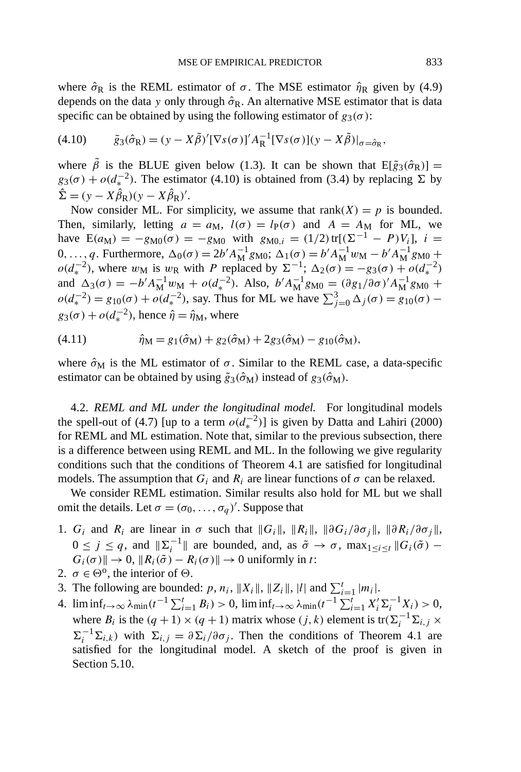where $\hat{\sigma}_{\mathrm{R}}$ is the REML estimator of $\sigma$. The MSE estimator $\hat{\eta}_{\mathrm{R}}$ given by (4.9) depends on the data $y$ only through $\hat{\sigma}_{\mathrm{R}}$. An alternative MSE estimator that is data specific can be obtained by using the following estimator of $g_3(\sigma)$:

$$\tilde{g}_3(\hat{\sigma}_{\mathrm{R}}) = (y - X\tilde{\beta})'[\nabla s(\sigma)]' A_{\mathrm{R}}^{-1} [\nabla s(\sigma)](y - X\tilde{\beta})|_{\sigma = \hat{\sigma}_{\mathrm{R}}}, \tag{4.10}$$

where $\tilde{\beta}$ is the BLUE given below (1.3). It can be shown that $\mathrm{E}[\tilde{g}_3(\hat{\sigma}_{\mathrm{R}})] = g_3(\sigma) + o(d_*^{-2})$. The estimator (4.10) is obtained from (3.4) by replacing $\Sigma$ by $\hat{\Sigma} = (y - X\hat{\beta}_{\mathrm{R}})(y - X\hat{\beta}_{\mathrm{R}})'$.

Now consider ML. For simplicity, we assume that $\mathrm{rank}(X) = p$ is bounded. Then, similarly, letting $a = a_{\mathrm{M}}$, $l(\sigma) = l_{\mathrm{P}}(\sigma)$ and $A = A_{\mathrm{M}}$ for ML, we have $\mathrm{E}(a_{\mathrm{M}}) = -g_{\mathrm{M}0}(\sigma) = -g_{\mathrm{M}0}$ with $g_{\mathrm{M}0,i} = (1/2)\,\mathrm{tr}[(\Sigma^{-1} - P)V_i]$, $i = 0, \dots, q$. Furthermore, $\Delta_0(\sigma) = 2b' A_{\mathrm{M}}^{-1} g_{\mathrm{M}0}$; $\Delta_1(\sigma) = b' A_{\mathrm{M}}^{-1} w_{\mathrm{M}} - b' A_{\mathrm{M}}^{-1} g_{\mathrm{M}0} + o(d_*^{-2})$, where $w_{\mathrm{M}}$ is $w_{\mathrm{R}}$ with $P$ replaced by $\Sigma^{-1}$; $\Delta_2(\sigma) = -g_3(\sigma) + o(d_*^{-2})$ and $\Delta_3(\sigma) = -b' A_{\mathrm{M}}^{-1} w_{\mathrm{M}} + o(d_*^{-2})$. Also, $b' A_{\mathrm{M}}^{-1} g_{\mathrm{M}0} = (\partial g_1/\partial\sigma)' A_{\mathrm{M}}^{-1} g_{\mathrm{M}0} + o(d_*^{-2}) = g_{10}(\sigma) + o(d_*^{-2})$, say. Thus for ML we have $\sum_{j=0}^{3} \Delta_j(\sigma) = g_{10}(\sigma) - g_3(\sigma) + o(d_*^{-2})$, hence $\hat{\eta} = \hat{\eta}_{\mathrm{M}}$, where

$$\hat{\eta}_{\mathrm{M}} = g_1(\hat{\sigma}_{\mathrm{M}}) + g_2(\hat{\sigma}_{\mathrm{M}}) + 2g_3(\hat{\sigma}_{\mathrm{M}}) - g_{10}(\hat{\sigma}_{\mathrm{M}}), \tag{4.11}$$

where $\hat{\sigma}_{\mathrm{M}}$ is the ML estimator of $\sigma$. Similar to the REML case, a data-specific estimator can be obtained by using $\tilde{g}_3(\hat{\sigma}_{\mathrm{M}})$ instead of $g_3(\hat{\sigma}_{\mathrm{M}})$.

4.2. *REML and ML under the longitudinal model.* For longitudinal models the spell-out of (4.7) [up to a term $o(d_*^{-2})$] is given by Datta and Lahiri (2000) for REML and ML estimation. Note that, similar to the previous subsection, there is a difference between using REML and ML. In the following we give regularity conditions such that the conditions of Theorem 4.1 are satisfied for longitudinal models. The assumption that $G_i$ and $R_i$ are linear functions of $\sigma$ can be relaxed.

We consider REML estimation. Similar results also hold for ML but we shall omit the details. Let $\sigma = (\sigma_0, \dots, \sigma_q)'$. Suppose that

1. $G_i$ and $R_i$ are linear in $\sigma$ such that $\|G_i\|$, $\|R_i\|$, $\|\partial G_i/\partial\sigma_j\|$, $\|\partial R_i/\partial\sigma_j\|$, $0 \le j \le q$, and $\|\Sigma_i^{-1}\|$ are bounded, and, as $\tilde{\sigma} \to \sigma$, $\max_{1 \le i \le t} \|G_i(\tilde{\sigma}) - G_i(\sigma)\| \to 0$, $\|R_i(\tilde{\sigma}) - R_i(\sigma)\| \to 0$ uniformly in $t$:
2. $\sigma \in \Theta^{\mathrm{o}}$, the interior of $\Theta$.
3. The following are bounded: $p$, $n_i$, $\|X_i\|$, $\|Z_i\|$, $|l|$ and $\sum_{i=1}^{t} |m_i|$.
4. $\liminf_{t\to\infty} \lambda_{\min}(t^{-1}\sum_{i=1}^{t} B_i) > 0$, $\liminf_{t\to\infty} \lambda_{\min}(t^{-1}\sum_{i=1}^{t} X_i'\Sigma_i^{-1}X_i) > 0$, where $B_i$ is the $(q+1)\times(q+1)$ matrix whose $(j,k)$ element is $\mathrm{tr}(\Sigma_i^{-1}\Sigma_{i,j} \times \Sigma_i^{-1}\Sigma_{i,k})$ with $\Sigma_{i,j} = \partial\Sigma_i/\partial\sigma_j$. Then the conditions of Theorem 4.1 are satisfied for the longitudinal model. A sketch of the proof is given in Section 5.10.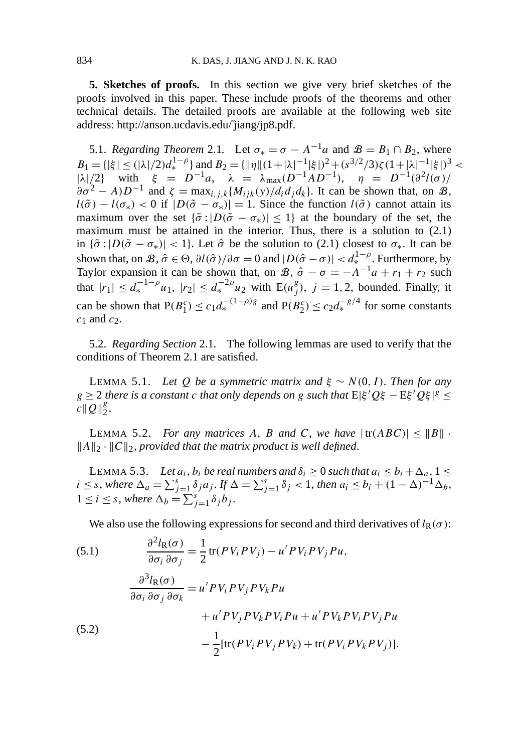## 5. Sketches of proofs.

In this section we give very brief sketches of the proofs involved in this paper. These include proofs of the theorems and other technical details. The detailed proofs are available at the following web site address: http://anson.ucdavis.edu/˜jiang/jp8.pdf.

5.1. *Regarding Theorem* 2.1. Let $\sigma_* = \sigma - A^{-1}a$ and $\mathscr{B} = B_1 \cap B_2$, where $B_1 = \{|\xi| \le (|\lambda|/2)d_*^{1-\rho}\}$ and $B_2 = \{\|\eta\|(1+|\lambda|^{-1}|\xi|)^2 + (s^{3/2}/3)\zeta(1+|\lambda|^{-1}|\xi|)^3 < |\lambda|/2\}$ with $\xi = D^{-1}a$, $\lambda = \lambda_{\max}(D^{-1}AD^{-1})$, $\eta = D^{-1}(\partial^2 l(\sigma)/\partial\sigma^2 - A)D^{-1}$ and $\zeta = \max_{i,j,k}\{M_{ijk}(y)/d_i d_j d_k\}$. It can be shown that, on $\mathscr{B}$, $l(\tilde\sigma) - l(\sigma_*) < 0$ if $|D(\tilde\sigma - \sigma_*)| = 1$. Since the function $l(\tilde\sigma)$ cannot attain its maximum over the set $\{\tilde\sigma : |D(\tilde\sigma - \sigma_*)| \le 1\}$ at the boundary of the set, the maximum must be attained in the interior. Thus, there is a solution to (2.1) in $\{\tilde\sigma : |D(\tilde\sigma - \sigma_*)| < 1\}$. Let $\hat\sigma$ be the solution to (2.1) closest to $\sigma_*$. It can be shown that, on $\mathscr{B}$, $\hat\sigma \in \Theta$, $\partial l(\hat\sigma)/\partial\sigma = 0$ and $|D(\hat\sigma - \sigma)| < d_*^{1-\rho}$. Furthermore, by Taylor expansion it can be shown that, on $\mathscr{B}$, $\hat\sigma - \sigma = -A^{-1}a + r_1 + r_2$ such that $|r_1| \le d_*^{-1-\rho}u_1$, $|r_2| \le d_*^{-2\rho}u_2$ with $\mathrm{E}(u_j^g)$, $j = 1, 2$, bounded. Finally, it can be shown that $\mathrm{P}(B_1^c) \le c_1 d_*^{-(1-\rho)g}$ and $\mathrm{P}(B_2^c) \le c_2 d_*^{-g/4}$ for some constants $c_1$ and $c_2$.

5.2. *Regarding Section* 2.1. The following lemmas are used to verify that the conditions of Theorem 2.1 are satisfied.

LEMMA 5.1. *Let $Q$ be a symmetric matrix and $\xi \sim N(0, I)$. Then for any $g \ge 2$ there is a constant $c$ that only depends on $g$ such that $\mathrm{E}|\xi' Q\xi - \mathrm{E}\xi' Q\xi|^g \le c\|Q\|_2^g$.*

LEMMA 5.2. *For any matrices $A$, $B$ and $C$, we have $|\mathrm{tr}(ABC)| \le \|B\| \cdot \|A\|_2 \cdot \|C\|_2$, provided that the matrix product is well defined.*

LEMMA 5.3. *Let $a_i, b_i$ be real numbers and $\delta_i \ge 0$ such that $a_i \le b_i + \Delta_a$, $1 \le i \le s$, where $\Delta_a = \sum_{j=1}^s \delta_j a_j$. If $\Delta = \sum_{j=1}^s \delta_j < 1$, then $a_i \le b_i + (1-\Delta)^{-1}\Delta_b$, $1 \le i \le s$, where $\Delta_b = \sum_{j=1}^s \delta_j b_j$.*

We also use the following expressions for second and third derivatives of $l_{\mathrm{R}}(\sigma)$:

$$\frac{\partial^2 l_{\mathrm{R}}(\sigma)}{\partial\sigma_i\,\partial\sigma_j} = \frac{1}{2}\mathrm{tr}(PV_iPV_j) - u'PV_iPV_jPu, \tag{5.1}$$

$$\begin{aligned}\frac{\partial^3 l_{\mathrm{R}}(\sigma)}{\partial\sigma_i\,\partial\sigma_j\,\partial\sigma_k} &= u'PV_iPV_jPV_kPu \\ &\quad + u'PV_jPV_kPV_iPu + u'PV_kPV_iPV_jPu \\ &\quad - \frac{1}{2}[\mathrm{tr}(PV_iPV_jPV_k) + \mathrm{tr}(PV_iPV_kPV_j)].\end{aligned} \tag{5.2}$$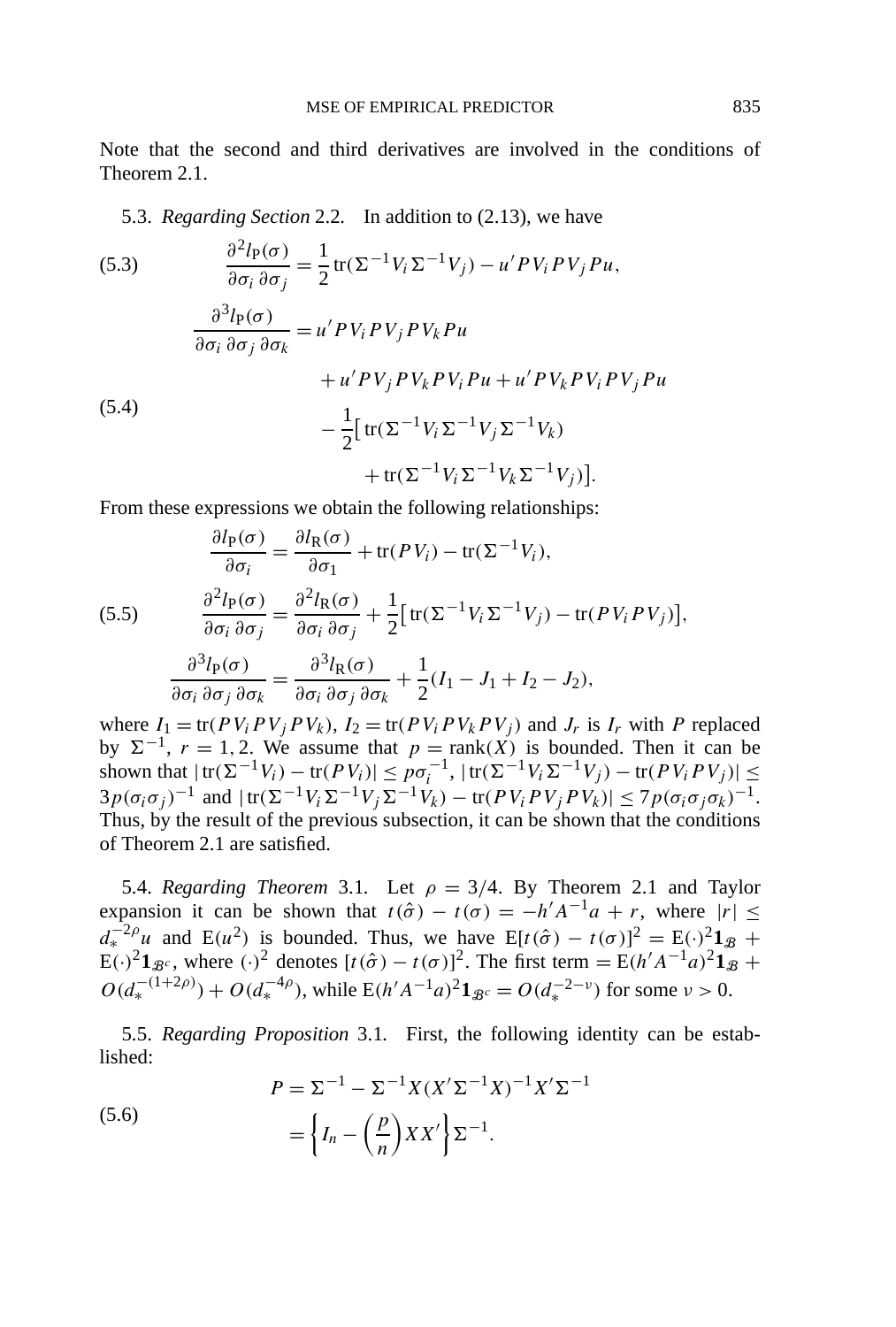Note that the second and third derivatives are involved in the conditions of Theorem 2.1.

5.3. *Regarding Section* 2.2. In addition to (2.13), we have

$$\frac{\partial^2 l_{\mathrm{P}}(\sigma)}{\partial \sigma_i \, \partial \sigma_j} = \frac{1}{2} \operatorname{tr}(\Sigma^{-1} V_i \Sigma^{-1} V_j) - u' P V_i P V_j P u, \tag{5.3}$$

$$\begin{aligned}\frac{\partial^3 l_{\mathrm{P}}(\sigma)}{\partial \sigma_i \, \partial \sigma_j \, \partial \sigma_k} &= u' P V_i P V_j P V_k P u \\ &\quad + u' P V_j P V_k P V_i P u + u' P V_k P V_i P V_j P u \\ &\quad - \frac{1}{2}\big[ \operatorname{tr}(\Sigma^{-1} V_i \Sigma^{-1} V_j \Sigma^{-1} V_k) \\ &\qquad + \operatorname{tr}(\Sigma^{-1} V_i \Sigma^{-1} V_k \Sigma^{-1} V_j)\big].\end{aligned} \tag{5.4}$$

From these expressions we obtain the following relationships:

$$\begin{aligned}\frac{\partial l_{\mathrm{P}}(\sigma)}{\partial \sigma_i} &= \frac{\partial l_{\mathrm{R}}(\sigma)}{\partial \sigma_1} + \operatorname{tr}(P V_i) - \operatorname{tr}(\Sigma^{-1} V_i), \\ \frac{\partial^2 l_{\mathrm{P}}(\sigma)}{\partial \sigma_i \, \partial \sigma_j} &= \frac{\partial^2 l_{\mathrm{R}}(\sigma)}{\partial \sigma_i \, \partial \sigma_j} + \frac{1}{2}\big[ \operatorname{tr}(\Sigma^{-1} V_i \Sigma^{-1} V_j) - \operatorname{tr}(P V_i P V_j)\big], \\ \frac{\partial^3 l_{\mathrm{P}}(\sigma)}{\partial \sigma_i \, \partial \sigma_j \, \partial \sigma_k} &= \frac{\partial^3 l_{\mathrm{R}}(\sigma)}{\partial \sigma_i \, \partial \sigma_j \, \partial \sigma_k} + \frac{1}{2}(I_1 - J_1 + I_2 - J_2),\end{aligned} \tag{5.5}$$

where $I_1 = \operatorname{tr}(P V_i P V_j P V_k)$, $I_2 = \operatorname{tr}(P V_i P V_k P V_j)$ and $J_r$ is $I_r$ with $P$ replaced by $\Sigma^{-1}$, $r = 1, 2$. We assume that $p = \operatorname{rank}(X)$ is bounded. Then it can be shown that $|\operatorname{tr}(\Sigma^{-1} V_i) - \operatorname{tr}(P V_i)| \le p \sigma_i^{-1}$, $|\operatorname{tr}(\Sigma^{-1} V_i \Sigma^{-1} V_j) - \operatorname{tr}(P V_i P V_j)| \le 3p(\sigma_i \sigma_j)^{-1}$ and $|\operatorname{tr}(\Sigma^{-1} V_i \Sigma^{-1} V_j \Sigma^{-1} V_k) - \operatorname{tr}(P V_i P V_j P V_k)| \le 7p(\sigma_i \sigma_j \sigma_k)^{-1}$. Thus, by the result of the previous subsection, it can be shown that the conditions of Theorem 2.1 are satisfied.

5.4. *Regarding Theorem* 3.1. Let $\rho = 3/4$. By Theorem 2.1 and Taylor expansion it can be shown that $t(\hat{\sigma}) - t(\sigma) = -h' A^{-1} a + r$, where $|r| \le d_*^{-2\rho} u$ and $\mathrm{E}(u^2)$ is bounded. Thus, we have $\mathrm{E}[t(\hat{\sigma}) - t(\sigma)]^2 = \mathrm{E}(\cdot)^2 \mathbf{1}_{\mathcal{B}} + \mathrm{E}(\cdot)^2 \mathbf{1}_{\mathcal{B}^c}$, where $(\cdot)^2$ denotes $[t(\hat{\sigma}) - t(\sigma)]^2$. The first term $= \mathrm{E}(h' A^{-1} a)^2 \mathbf{1}_{\mathcal{B}} + O(d_*^{-(1+2\rho)}) + O(d_*^{-4\rho})$, while $\mathrm{E}(h' A^{-1} a)^2 \mathbf{1}_{\mathcal{B}^c} = O(d_*^{-2-\nu})$ for some $\nu > 0$.

5.5. *Regarding Proposition* 3.1. First, the following identity can be established:

$$\begin{aligned}P &= \Sigma^{-1} - \Sigma^{-1} X (X' \Sigma^{-1} X)^{-1} X' \Sigma^{-1} \\ &= \left\{ I_n - \left(\frac{p}{n}\right) X X' \right\} \Sigma^{-1}.\end{aligned} \tag{5.6}$$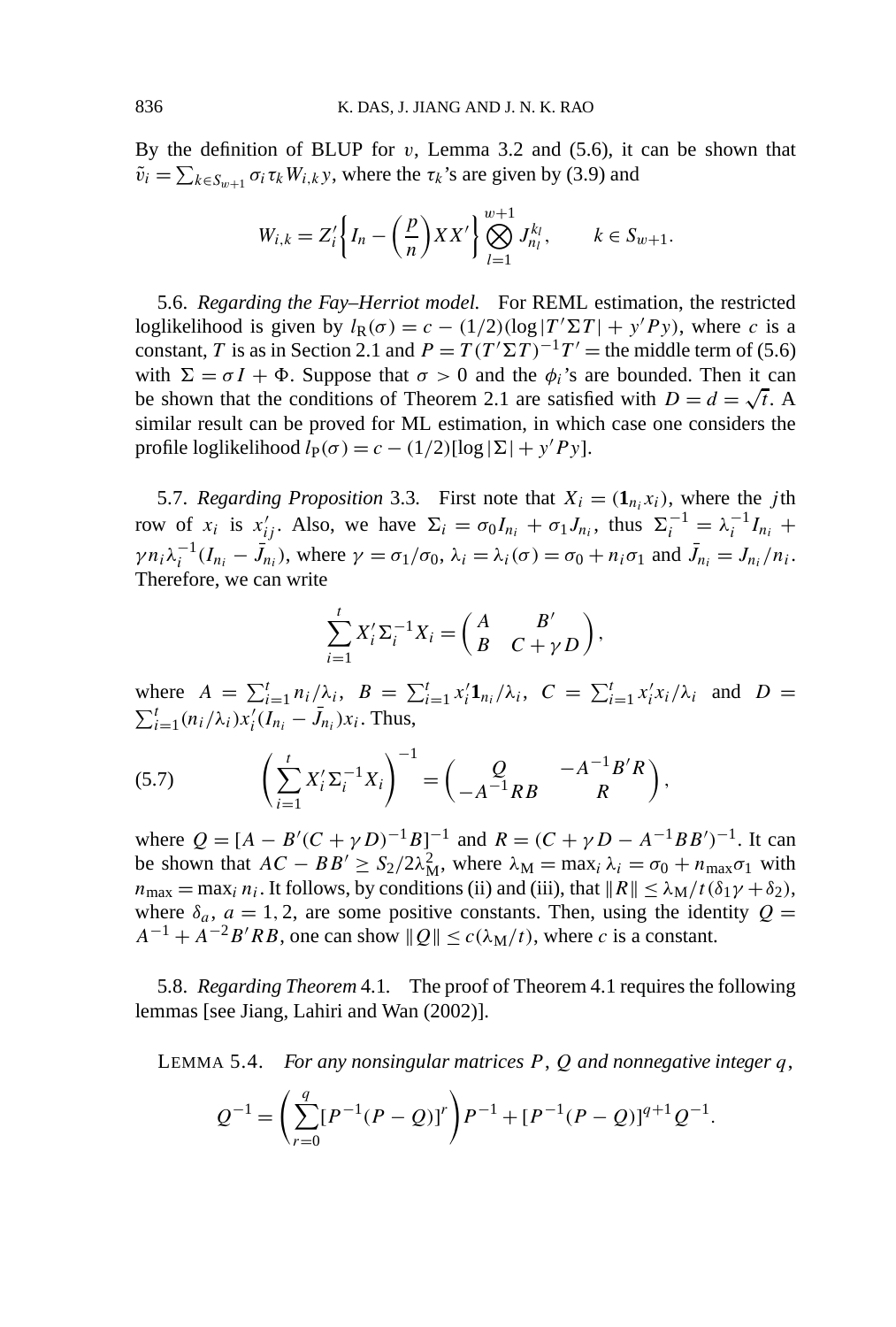By the definition of BLUP for $v$, Lemma 3.2 and (5.6), it can be shown that $\tilde{v}_i = \sum_{k \in S_{w+1}} \sigma_i \tau_k W_{i,k} y$, where the $\tau_k$'s are given by (3.9) and

$$W_{i,k} = Z_i' \left\{ I_n - \left( \frac{p}{n} \right) X X' \right\} \bigotimes_{l=1}^{w+1} J_{n_l}^{k_l}, \qquad k \in S_{w+1}.$$

5.6. *Regarding the Fay–Herriot model.* For REML estimation, the restricted loglikelihood is given by $l_{\mathrm{R}}(\sigma) = c - (1/2)(\log |T'\Sigma T| + y'Py)$, where $c$ is a constant, $T$ is as in Section 2.1 and $P = T(T'\Sigma T)^{-1} T' =$ the middle term of (5.6) with $\Sigma = \sigma I + \Phi$. Suppose that $\sigma > 0$ and the $\phi_i$'s are bounded. Then it can be shown that the conditions of Theorem 2.1 are satisfied with $D = d = \sqrt{t}$. A similar result can be proved for ML estimation, in which case one considers the profile loglikelihood $l_{\mathrm{P}}(\sigma) = c - (1/2)[\log |\Sigma| + y'Py]$.

5.7. *Regarding Proposition* 3.3. First note that $X_i = (\mathbf{1}_{n_i} x_i)$, where the $j$th row of $x_i$ is $x_{ij}'$. Also, we have $\Sigma_i = \sigma_0 I_{n_i} + \sigma_1 J_{n_i}$, thus $\Sigma_i^{-1} = \lambda_i^{-1} I_{n_i} + \gamma n_i \lambda_i^{-1} (I_{n_i} - \bar{J}_{n_i})$, where $\gamma = \sigma_1/\sigma_0$, $\lambda_i = \lambda_i(\sigma) = \sigma_0 + n_i \sigma_1$ and $\bar{J}_{n_i} = J_{n_i}/n_i$. Therefore, we can write

$$\sum_{i=1}^t X_i' \Sigma_i^{-1} X_i = \begin{pmatrix} A & B' \\ B & C + \gamma D \end{pmatrix},$$

where $A = \sum_{i=1}^t n_i/\lambda_i$, $B = \sum_{i=1}^t x_i' \mathbf{1}_{n_i}/\lambda_i$, $C = \sum_{i=1}^t x_i' x_i/\lambda_i$ and $D = \sum_{i=1}^t (n_i/\lambda_i) x_i' (I_{n_i} - \bar{J}_{n_i}) x_i$. Thus,

$$\left( \sum_{i=1}^t X_i' \Sigma_i^{-1} X_i \right)^{-1} = \begin{pmatrix} Q & -A^{-1} B' R \\ -A^{-1} R B & R \end{pmatrix}, \tag{5.7}$$

where $Q = [A - B'(C + \gamma D)^{-1} B]^{-1}$ and $R = (C + \gamma D - A^{-1} B B')^{-1}$. It can be shown that $AC - BB' \geq S_2/2\lambda_{\mathrm{M}}^2$, where $\lambda_{\mathrm{M}} = \max_i \lambda_i = \sigma_0 + n_{\max} \sigma_1$ with $n_{\max} = \max_i n_i$. It follows, by conditions (ii) and (iii), that $\|R\| \leq \lambda_{\mathrm{M}}/t(\delta_1 \gamma + \delta_2)$, where $\delta_a$, $a = 1, 2$, are some positive constants. Then, using the identity $Q = A^{-1} + A^{-2} B' R B$, one can show $\|Q\| \leq c(\lambda_{\mathrm{M}}/t)$, where $c$ is a constant.

5.8. *Regarding Theorem* 4.1. The proof of Theorem 4.1 requires the following lemmas [see Jiang, Lahiri and Wan (2002)].

LEMMA 5.4. *For any nonsingular matrices $P$, $Q$ and nonnegative integer $q$*,

$$Q^{-1} = \left( \sum_{r=0}^q [P^{-1}(P - Q)]^r \right) P^{-1} + [P^{-1}(P - Q)]^{q+1} Q^{-1}.$$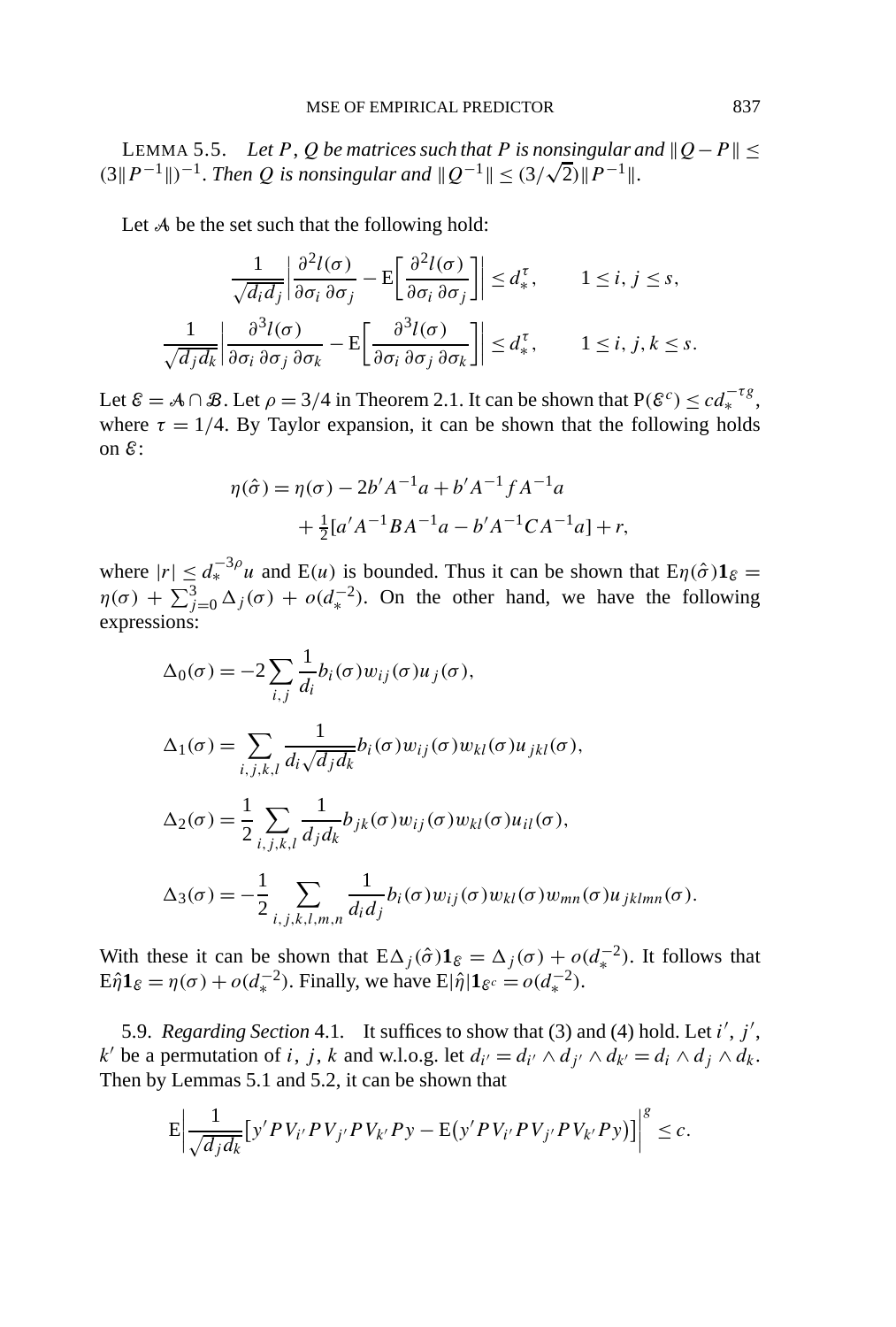LEMMA 5.5. *Let $P$, $Q$ be matrices such that $P$ is nonsingular and $\|Q - P\| \le (3\|P^{-1}\|)^{-1}$. Then $Q$ is nonsingular and $\|Q^{-1}\| \le (3/\sqrt{2})\|P^{-1}\|$.*

Let $\mathcal{A}$ be the set such that the following hold:

$$\frac{1}{\sqrt{d_i d_j}}\left|\frac{\partial^2 l(\sigma)}{\partial\sigma_i\,\partial\sigma_j} - \mathrm{E}\left[\frac{\partial^2 l(\sigma)}{\partial\sigma_i\,\partial\sigma_j}\right]\right| \le d_*^{\tau}, \qquad 1 \le i, j \le s,$$

$$\frac{1}{\sqrt{d_j d_k}}\left|\frac{\partial^3 l(\sigma)}{\partial\sigma_i\,\partial\sigma_j\,\partial\sigma_k} - \mathrm{E}\left[\frac{\partial^3 l(\sigma)}{\partial\sigma_i\,\partial\sigma_j\,\partial\sigma_k}\right]\right| \le d_*^{\tau}, \qquad 1 \le i, j, k \le s.$$

Let $\mathcal{E} = \mathcal{A} \cap \mathcal{B}$. Let $\rho = 3/4$ in Theorem 2.1. It can be shown that $\mathrm{P}(\mathcal{E}^c) \le c d_*^{-\tau g}$, where $\tau = 1/4$. By Taylor expansion, it can be shown that the following holds on $\mathcal{E}$:

$$\eta(\hat\sigma) = \eta(\sigma) - 2b'A^{-1}a + b'A^{-1}fA^{-1}a + \tfrac{1}{2}[a'A^{-1}BA^{-1}a - b'A^{-1}CA^{-1}a] + r,$$

where $|r| \le d_*^{-3\rho}u$ and $\mathrm{E}(u)$ is bounded. Thus it can be shown that $\mathrm{E}\eta(\hat\sigma)\mathbf{1}_{\mathcal{E}} = \eta(\sigma) + \sum_{j=0}^{3}\Delta_j(\sigma) + o(d_*^{-2})$. On the other hand, we have the following expressions:

$$\Delta_0(\sigma) = -2\sum_{i,j}\frac{1}{d_i}b_i(\sigma)w_{ij}(\sigma)u_j(\sigma),$$

$$\Delta_1(\sigma) = \sum_{i,j,k,l}\frac{1}{d_i\sqrt{d_j d_k}}b_i(\sigma)w_{ij}(\sigma)w_{kl}(\sigma)u_{jkl}(\sigma),$$

$$\Delta_2(\sigma) = \frac{1}{2}\sum_{i,j,k,l}\frac{1}{d_j d_k}b_{jk}(\sigma)w_{ij}(\sigma)w_{kl}(\sigma)u_{il}(\sigma),$$

$$\Delta_3(\sigma) = -\frac{1}{2}\sum_{i,j,k,l,m,n}\frac{1}{d_i d_j}b_i(\sigma)w_{ij}(\sigma)w_{kl}(\sigma)w_{mn}(\sigma)u_{jklmn}(\sigma).$$

With these it can be shown that $\mathrm{E}\Delta_j(\hat\sigma)\mathbf{1}_{\mathcal{E}} = \Delta_j(\sigma) + o(d_*^{-2})$. It follows that $\mathrm{E}\hat\eta\mathbf{1}_{\mathcal{E}} = \eta(\sigma) + o(d_*^{-2})$. Finally, we have $\mathrm{E}|\hat\eta|\mathbf{1}_{\mathcal{E}^c} = o(d_*^{-2})$.

5.9. *Regarding Section* 4.1. It suffices to show that (3) and (4) hold. Let $i'$, $j'$, $k'$ be a permutation of $i$, $j$, $k$ and w.l.o.g. let $d_{i'} = d_{i'} \wedge d_{j'} \wedge d_{k'} = d_i \wedge d_j \wedge d_k$. Then by Lemmas 5.1 and 5.2, it can be shown that

$$\mathrm{E}\left|\frac{1}{\sqrt{d_j d_k}}\big[y'PV_{i'}PV_{j'}PV_{k'}Py - \mathrm{E}\big(y'PV_{i'}PV_{j'}PV_{k'}Py\big)\big]\right|^g \le c.$$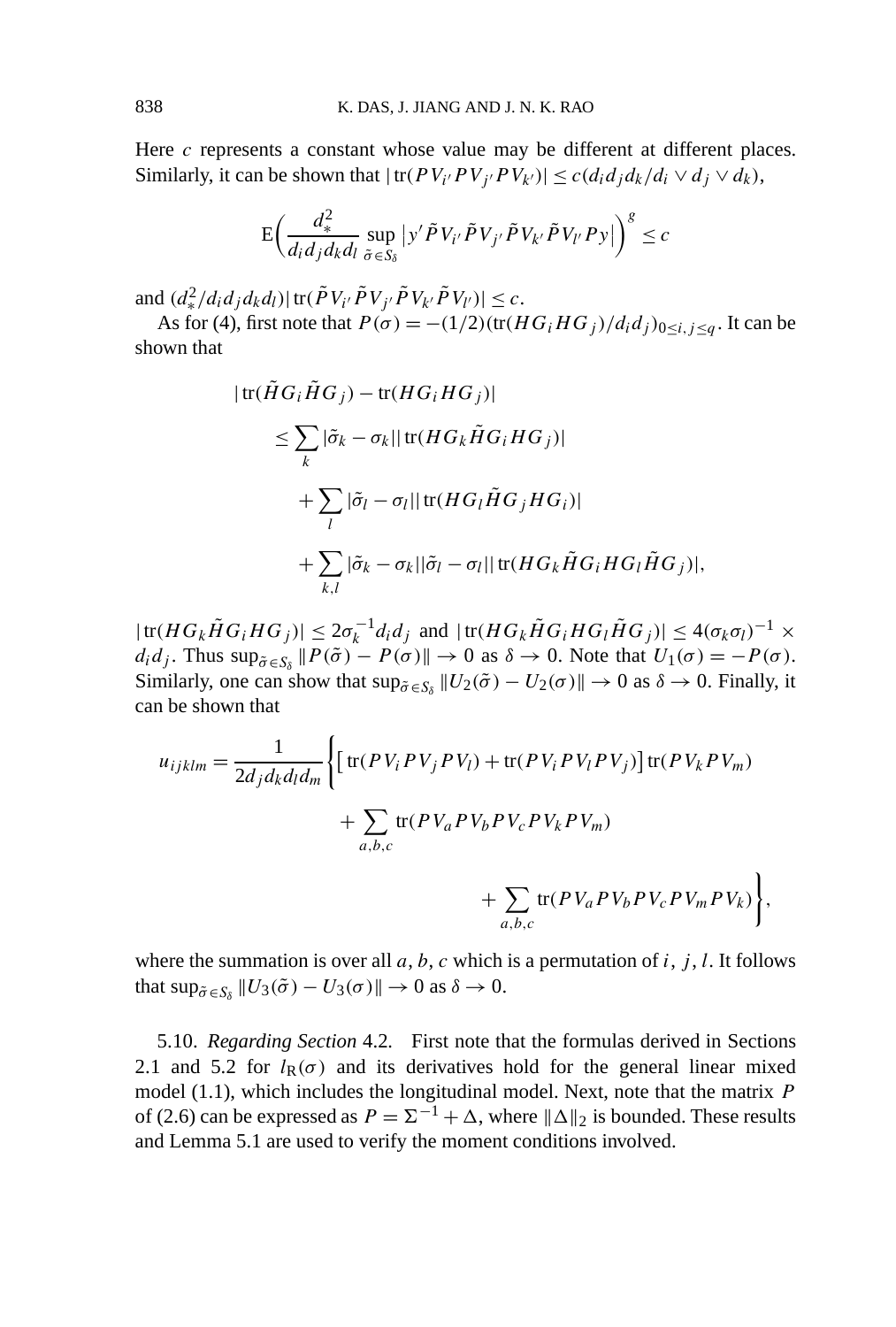Here $c$ represents a constant whose value may be different at different places. Similarly, it can be shown that $|\operatorname{tr}(PV_{i'}PV_{j'}PV_{k'})| \le c(d_i d_j d_k / d_i \vee d_j \vee d_k)$,

$$\mathrm{E}\left(\frac{d_*^2}{d_i d_j d_k d_l} \sup_{\tilde{\sigma} \in S_\delta} \left|y'\tilde{P}V_{i'}\tilde{P}V_{j'}\tilde{P}V_{k'}\tilde{P}V_{l'}Py\right|\right)^g \le c$$

and $(d_*^2/d_i d_j d_k d_l)|\operatorname{tr}(\tilde{P}V_{i'}\tilde{P}V_{j'}\tilde{P}V_{k'}\tilde{P}V_{l'})| \le c$.

As for (4), first note that $P(\sigma) = -(1/2)(\operatorname{tr}(HG_iHG_j)/d_i d_j)_{0 \le i, j \le q}$. It can be shown that

$$\begin{aligned}
|\operatorname{tr}(\tilde{H}G_i\tilde{H}G_j) - \operatorname{tr}(HG_iHG_j)| &\\
\le \sum_k |\tilde{\sigma}_k - \sigma_k| |\operatorname{tr}(HG_k\tilde{H}G_iHG_j)| &\\
+ \sum_l |\tilde{\sigma}_l - \sigma_l| |\operatorname{tr}(HG_l\tilde{H}G_jHG_i)| &\\
+ \sum_{k,l} |\tilde{\sigma}_k - \sigma_k||\tilde{\sigma}_l - \sigma_l| |\operatorname{tr}(HG_k\tilde{H}G_iHG_l\tilde{H}G_j)|&,
\end{aligned}$$

$|\operatorname{tr}(HG_k\tilde{H}G_iHG_j)| \le 2\sigma_k^{-1}d_i d_j$ and $|\operatorname{tr}(HG_k\tilde{H}G_iHG_l\tilde{H}G_j)| \le 4(\sigma_k\sigma_l)^{-1} \times d_i d_j$. Thus $\sup_{\tilde{\sigma} \in S_\delta} \|P(\tilde{\sigma}) - P(\sigma)\| \to 0$ as $\delta \to 0$. Note that $U_1(\sigma) = -P(\sigma)$. Similarly, one can show that $\sup_{\tilde{\sigma} \in S_\delta} \|U_2(\tilde{\sigma}) - U_2(\sigma)\| \to 0$ as $\delta \to 0$. Finally, it can be shown that

$$\begin{aligned}
u_{ijklm} = \frac{1}{2d_j d_k d_l d_m} \Bigg\{ &\big[\operatorname{tr}(PV_iPV_jPV_l) + \operatorname{tr}(PV_iPV_lPV_j)\big] \operatorname{tr}(PV_kPV_m) \\
&+ \sum_{a,b,c} \operatorname{tr}(PV_aPV_bPV_cPV_kPV_m) \\
&+ \sum_{a,b,c} \operatorname{tr}(PV_aPV_bPV_cPV_mPV_k) \Bigg\},
\end{aligned}$$

where the summation is over all $a, b, c$ which is a permutation of $i, j, l$. It follows that $\sup_{\tilde{\sigma} \in S_\delta} \|U_3(\tilde{\sigma}) - U_3(\sigma)\| \to 0$ as $\delta \to 0$.

5.10. *Regarding Section* 4.2. First note that the formulas derived in Sections 2.1 and 5.2 for $l_{\mathrm{R}}(\sigma)$ and its derivatives hold for the general linear mixed model (1.1), which includes the longitudinal model. Next, note that the matrix $P$ of (2.6) can be expressed as $P = \Sigma^{-1} + \Delta$, where $\|\Delta\|_2$ is bounded. These results and Lemma 5.1 are used to verify the moment conditions involved.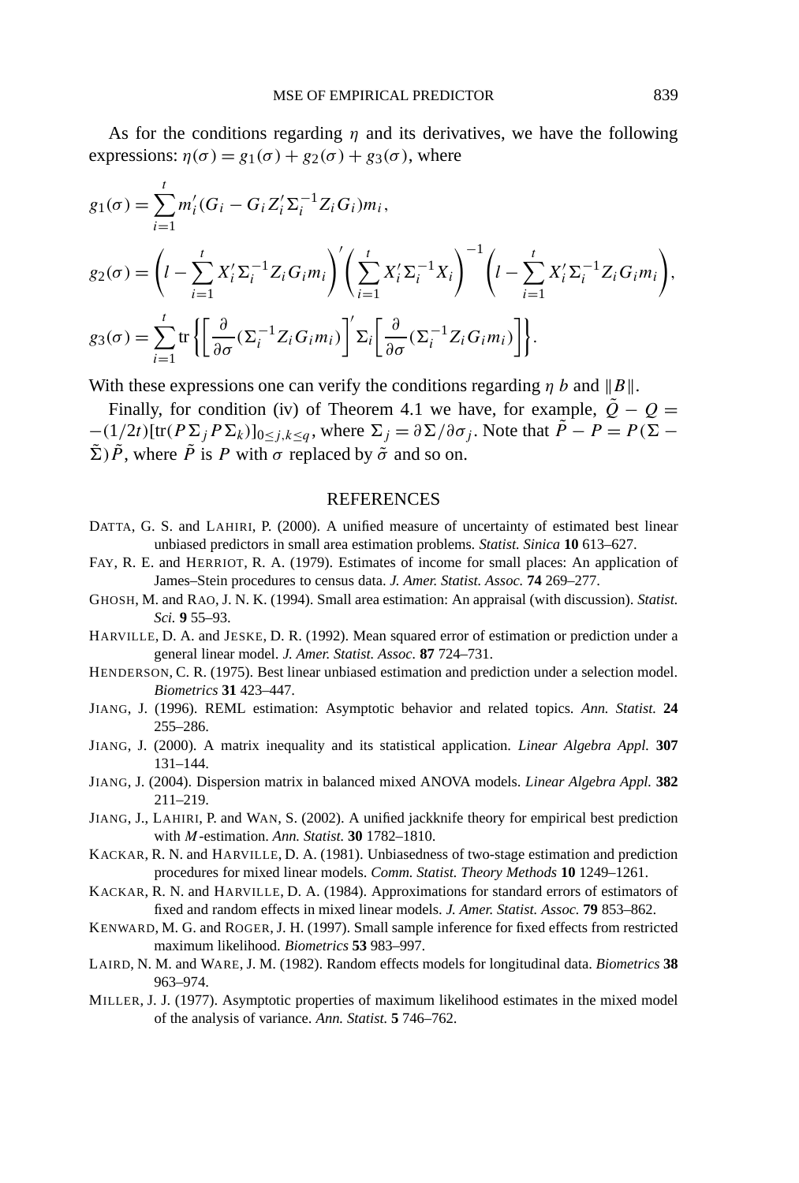As for the conditions regarding $\eta$ and its derivatives, we have the following expressions: $\eta(\sigma) = g_1(\sigma) + g_2(\sigma) + g_3(\sigma)$, where

$$
g_1(\sigma) = \sum_{i=1}^{t} m_i'(G_i - G_i Z_i' \Sigma_i^{-1} Z_i G_i) m_i,
$$

$$
g_2(\sigma) = \left( l - \sum_{i=1}^{t} X_i' \Sigma_i^{-1} Z_i G_i m_i \right)' \left( \sum_{i=1}^{t} X_i' \Sigma_i^{-1} X_i \right)^{-1} \left( l - \sum_{i=1}^{t} X_i' \Sigma_i^{-1} Z_i G_i m_i \right),
$$

$$
g_3(\sigma) = \sum_{i=1}^{t} \operatorname{tr} \left\{ \left[ \frac{\partial}{\partial \sigma} (\Sigma_i^{-1} Z_i G_i m_i) \right]' \Sigma_i \left[ \frac{\partial}{\partial \sigma} (\Sigma_i^{-1} Z_i G_i m_i) \right] \right\}.
$$

With these expressions one can verify the conditions regarding $\eta$ $b$ and $\|B\|$.

Finally, for condition (iv) of Theorem 4.1 we have, for example, $\tilde{Q} - Q = -(1/2t)[\operatorname{tr}(P\Sigma_j P \Sigma_k)]_{0 \le j,k \le q}$, where $\Sigma_j = \partial \Sigma / \partial \sigma_j$. Note that $\tilde{P} - P = P(\Sigma - \tilde{\Sigma})\tilde{P}$, where $\tilde{P}$ is $P$ with $\sigma$ replaced by $\tilde{\sigma}$ and so on.

## REFERENCES

DATTA, G. S. and LAHIRI, P. (2000). A unified measure of uncertainty of estimated best linear unbiased predictors in small area estimation problems. *Statist. Sinica* **10** 613–627.

FAY, R. E. and HERRIOT, R. A. (1979). Estimates of income for small places: An application of James–Stein procedures to census data. *J. Amer. Statist. Assoc.* **74** 269–277.

GHOSH, M. and RAO, J. N. K. (1994). Small area estimation: An appraisal (with discussion). *Statist. Sci.* **9** 55–93.

HARVILLE, D. A. and JESKE, D. R. (1992). Mean squared error of estimation or prediction under a general linear model. *J. Amer. Statist. Assoc.* **87** 724–731.

HENDERSON, C. R. (1975). Best linear unbiased estimation and prediction under a selection model. *Biometrics* **31** 423–447.

JIANG, J. (1996). REML estimation: Asymptotic behavior and related topics. *Ann. Statist.* **24** 255–286.

JIANG, J. (2000). A matrix inequality and its statistical application. *Linear Algebra Appl.* **307** 131–144.

JIANG, J. (2004). Dispersion matrix in balanced mixed ANOVA models. *Linear Algebra Appl.* **382** 211–219.

JIANG, J., LAHIRI, P. and WAN, S. (2002). A unified jackknife theory for empirical best prediction with *M*-estimation. *Ann. Statist.* **30** 1782–1810.

KACKAR, R. N. and HARVILLE, D. A. (1981). Unbiasedness of two-stage estimation and prediction procedures for mixed linear models. *Comm. Statist. Theory Methods* **10** 1249–1261.

KACKAR, R. N. and HARVILLE, D. A. (1984). Approximations for standard errors of estimators of fixed and random effects in mixed linear models. *J. Amer. Statist. Assoc.* **79** 853–862.

KENWARD, M. G. and ROGER, J. H. (1997). Small sample inference for fixed effects from restricted maximum likelihood. *Biometrics* **53** 983–997.

LAIRD, N. M. and WARE, J. M. (1982). Random effects models for longitudinal data. *Biometrics* **38** 963–974.

MILLER, J. J. (1977). Asymptotic properties of maximum likelihood estimates in the mixed model of the analysis of variance. *Ann. Statist.* **5** 746–762.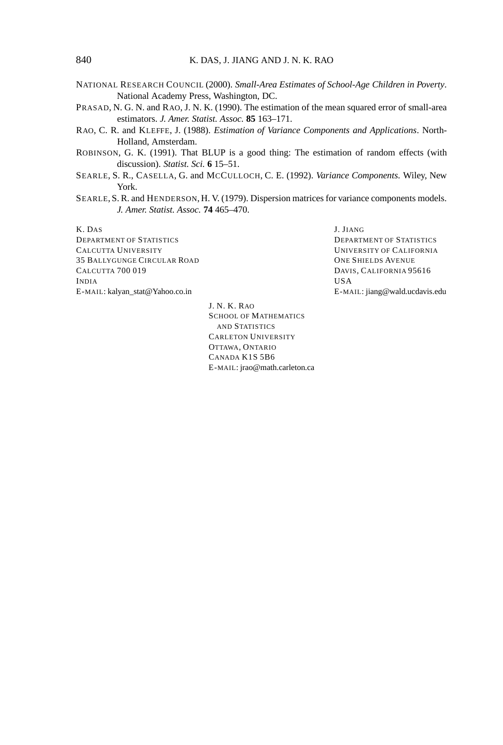NATIONAL RESEARCH COUNCIL (2000). *Small-Area Estimates of School-Age Children in Poverty*. National Academy Press, Washington, DC.

PRASAD, N. G. N. and RAO, J. N. K. (1990). The estimation of the mean squared error of small-area estimators. *J. Amer. Statist. Assoc.* **85** 163–171.

RAO, C. R. and KLEFFE, J. (1988). *Estimation of Variance Components and Applications*. North-Holland, Amsterdam.

ROBINSON, G. K. (1991). That BLUP is a good thing: The estimation of random effects (with discussion). *Statist. Sci.* **6** 15–51.

SEARLE, S. R., CASELLA, G. and MCCULLOCH, C. E. (1992). *Variance Components.* Wiley, New York.

SEARLE, S. R. and HENDERSON, H. V. (1979). Dispersion matrices for variance components models. *J. Amer. Statist. Assoc.* **74** 465–470.

K. DAS
DEPARTMENT OF STATISTICS
CALCUTTA UNIVERSITY
35 BALLYGUNGE CIRCULAR ROAD
CALCUTTA 700 019
INDIA
E-MAIL: kalyan_stat@Yahoo.co.in

J. JIANG
DEPARTMENT OF STATISTICS
UNIVERSITY OF CALIFORNIA
ONE SHIELDS AVENUE
DAVIS, CALIFORNIA 95616
USA
E-MAIL: jiang@wald.ucdavis.edu

J. N. K. RAO
SCHOOL OF MATHEMATICS
AND STATISTICS
CARLETON UNIVERSITY
OTTAWA, ONTARIO
CANADA K1S 5B6
E-MAIL: jrao@math.carleton.ca